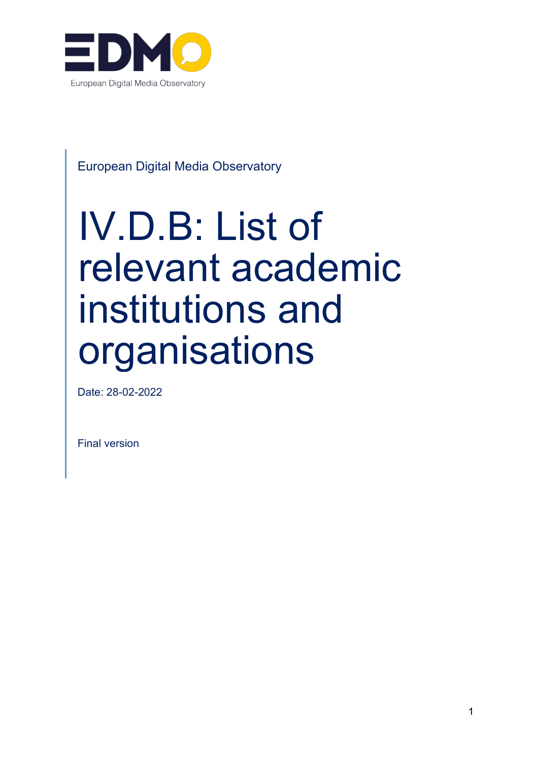European Digital Media Observatory

# IV.D.B: List of relevant academic institutions and organisations

Date: 28-02-2022

Final version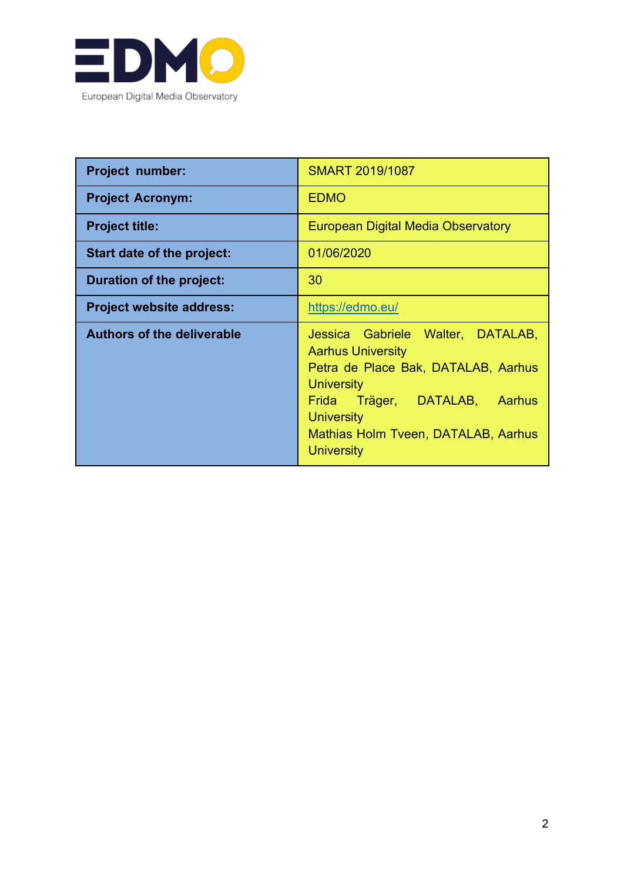| **Project number:** | SMART 2019/1087 |
| --- | --- |
| **Project Acronym:** | EDMO |
| **Project title:** | European Digital Media Observatory |
| **Start date of the project:** | 01/06/2020 |
| **Duration of the project:** | 30 |
| **Project website address:** | https://edmo.eu/ |
| **Authors of the deliverable** | Jessica Gabriele Walter, DATALAB, Aarhus University<br>Petra de Place Bak, DATALAB, Aarhus University<br>Frida Träger, DATALAB, Aarhus University<br>Mathias Holm Tveen, DATALAB, Aarhus University |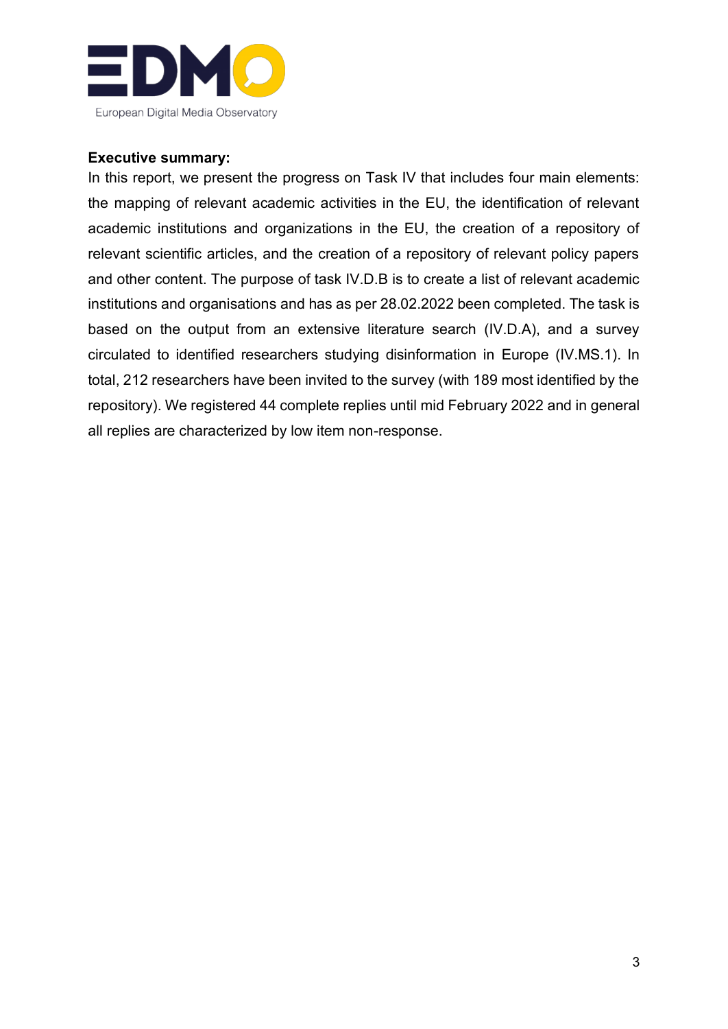**Executive summary:**

In this report, we present the progress on Task IV that includes four main elements: the mapping of relevant academic activities in the EU, the identification of relevant academic institutions and organizations in the EU, the creation of a repository of relevant scientific articles, and the creation of a repository of relevant policy papers and other content. The purpose of task IV.D.B is to create a list of relevant academic institutions and organisations and has as per 28.02.2022 been completed. The task is based on the output from an extensive literature search (IV.D.A), and a survey circulated to identified researchers studying disinformation in Europe (IV.MS.1). In total, 212 researchers have been invited to the survey (with 189 most identified by the repository). We registered 44 complete replies until mid February 2022 and in general all replies are characterized by low item non-response.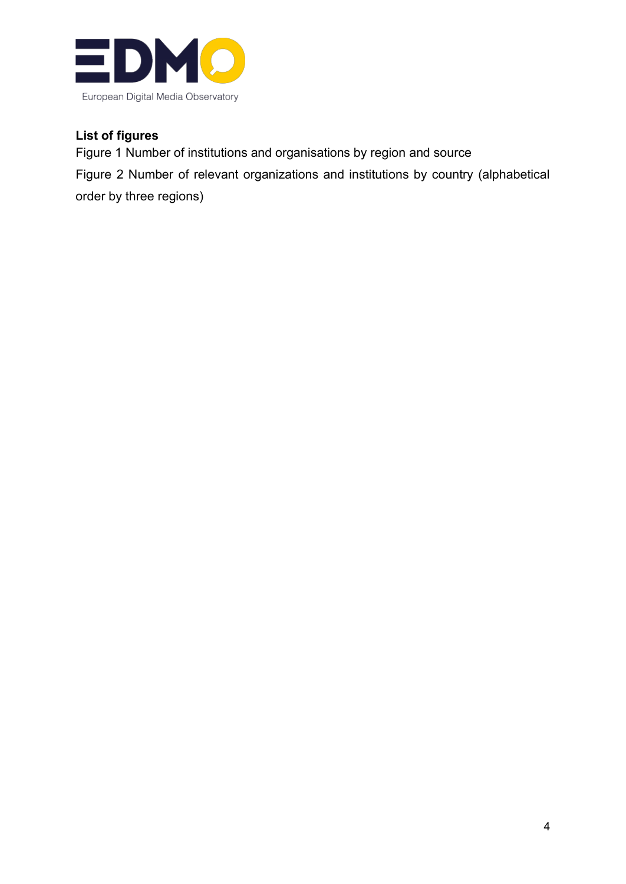**List of figures**

Figure 1 Number of institutions and organisations by region and source

Figure 2 Number of relevant organizations and institutions by country (alphabetical order by three regions)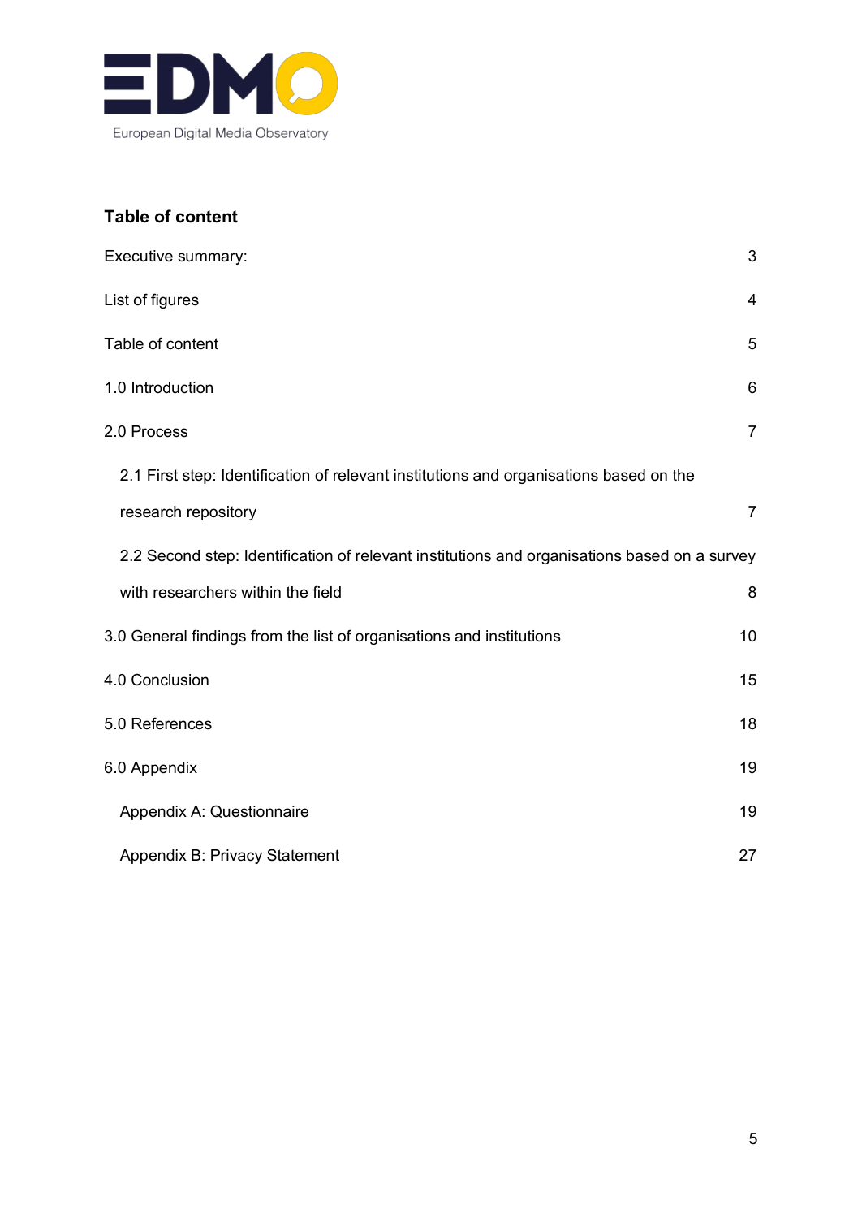## Table of content

| | |
|---|---|
| Executive summary: | 3 |
| List of figures | 4 |
| Table of content | 5 |
| 1.0 Introduction | 6 |
| 2.0 Process | 7 |
| 2.1 First step: Identification of relevant institutions and organisations based on the research repository | 7 |
| 2.2 Second step: Identification of relevant institutions and organisations based on a survey with researchers within the field | 8 |
| 3.0 General findings from the list of organisations and institutions | 10 |
| 4.0 Conclusion | 15 |
| 5.0 References | 18 |
| 6.0 Appendix | 19 |
| Appendix A: Questionnaire | 19 |
| Appendix B: Privacy Statement | 27 |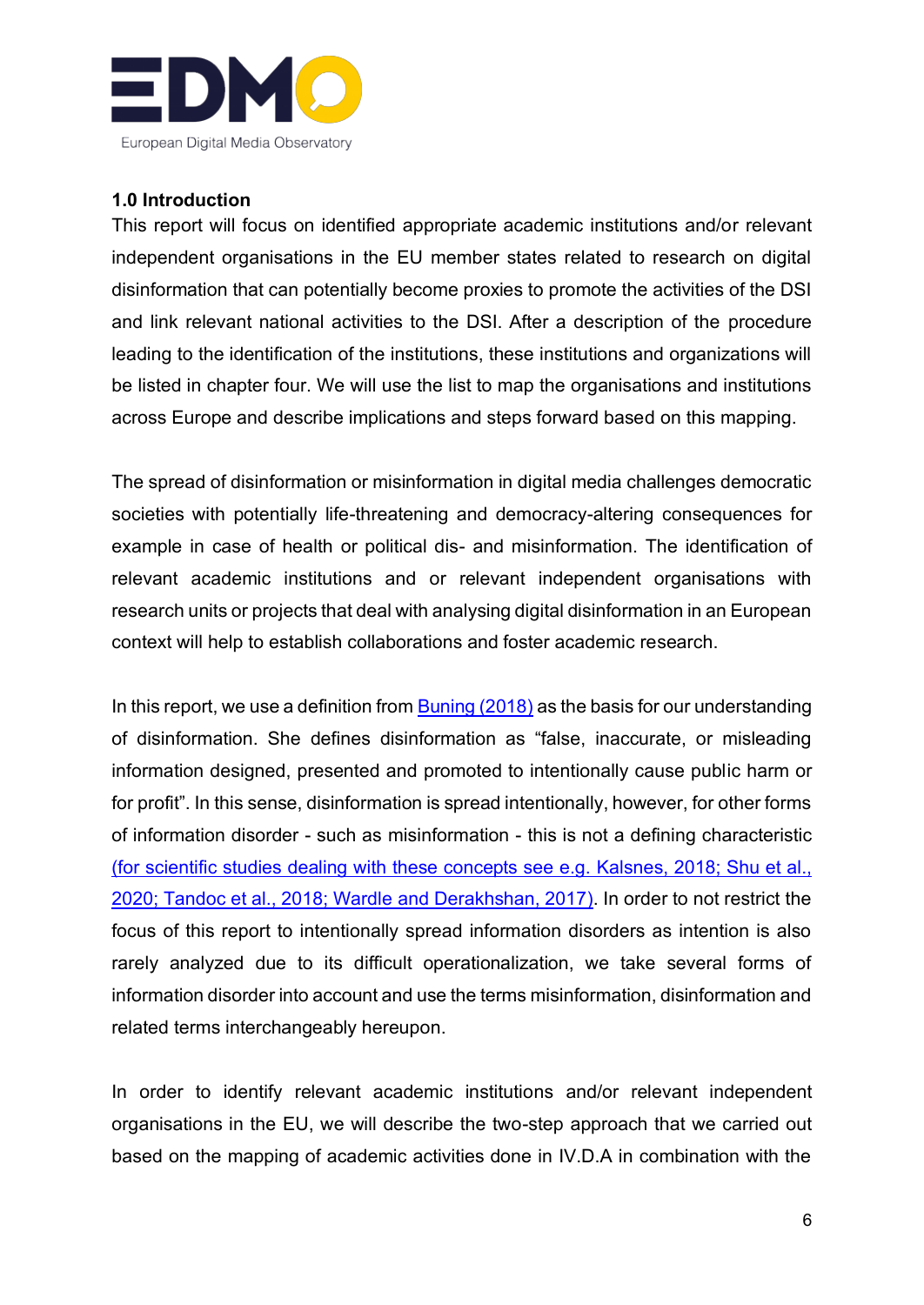## 1.0 Introduction

This report will focus on identified appropriate academic institutions and/or relevant independent organisations in the EU member states related to research on digital disinformation that can potentially become proxies to promote the activities of the DSI and link relevant national activities to the DSI. After a description of the procedure leading to the identification of the institutions, these institutions and organizations will be listed in chapter four. We will use the list to map the organisations and institutions across Europe and describe implications and steps forward based on this mapping.

The spread of disinformation or misinformation in digital media challenges democratic societies with potentially life-threatening and democracy-altering consequences for example in case of health or political dis- and misinformation. The identification of relevant academic institutions and or relevant independent organisations with research units or projects that deal with analysing digital disinformation in an European context will help to establish collaborations and foster academic research.

In this report, we use a definition from Buning (2018) as the basis for our understanding of disinformation. She defines disinformation as "false, inaccurate, or misleading information designed, presented and promoted to intentionally cause public harm or for profit". In this sense, disinformation is spread intentionally, however, for other forms of information disorder - such as misinformation - this is not a defining characteristic (for scientific studies dealing with these concepts see e.g. Kalsnes, 2018; Shu et al., 2020; Tandoc et al., 2018; Wardle and Derakhshan, 2017). In order to not restrict the focus of this report to intentionally spread information disorders as intention is also rarely analyzed due to its difficult operationalization, we take several forms of information disorder into account and use the terms misinformation, disinformation and related terms interchangeably hereupon.

In order to identify relevant academic institutions and/or relevant independent organisations in the EU, we will describe the two-step approach that we carried out based on the mapping of academic activities done in IV.D.A in combination with the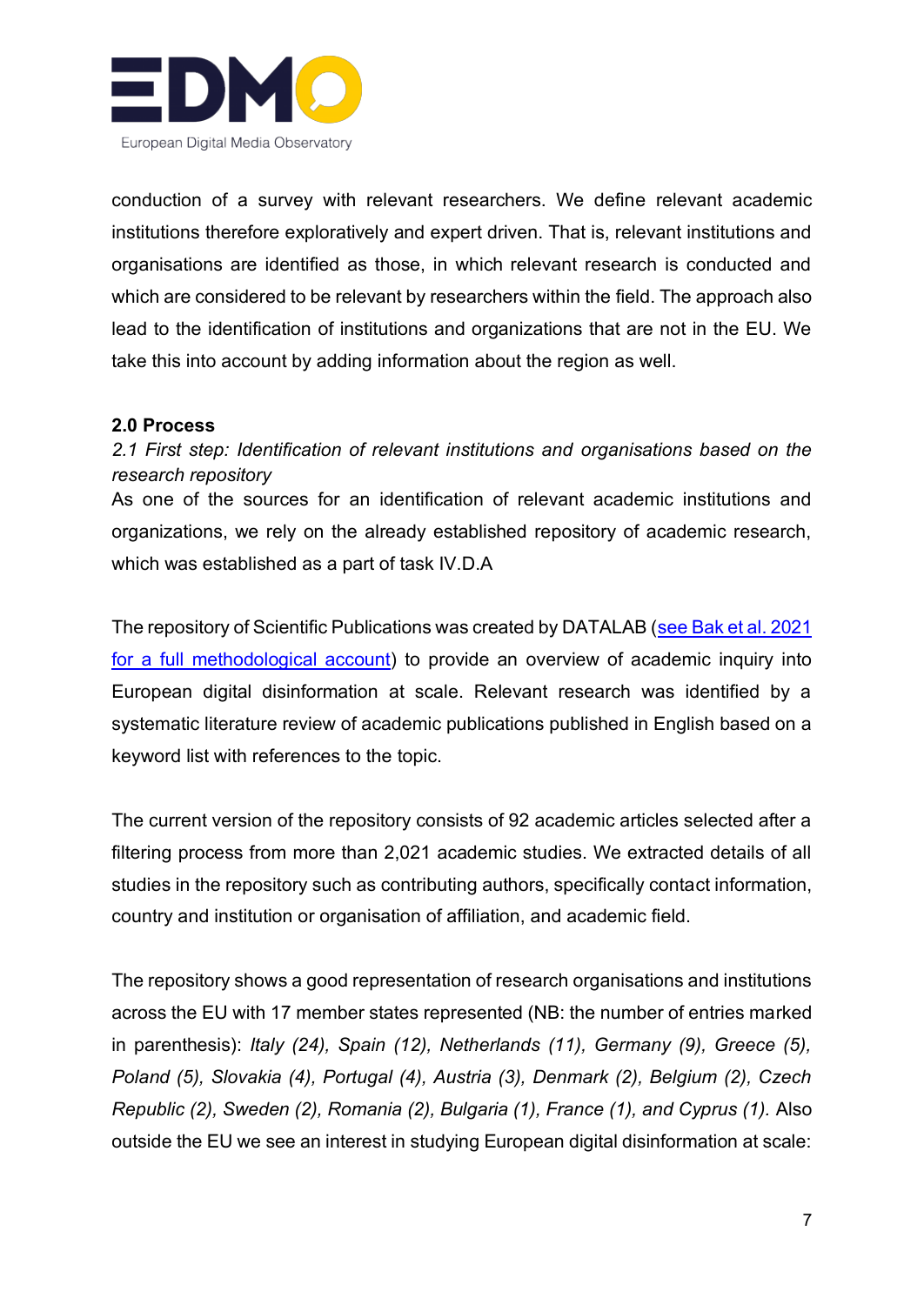conduction of a survey with relevant researchers. We define relevant academic institutions therefore exploratively and expert driven. That is, relevant institutions and organisations are identified as those, in which relevant research is conducted and which are considered to be relevant by researchers within the field. The approach also lead to the identification of institutions and organizations that are not in the EU. We take this into account by adding information about the region as well.

**2.0 Process**

*2.1 First step: Identification of relevant institutions and organisations based on the research repository*

As one of the sources for an identification of relevant academic institutions and organizations, we rely on the already established repository of academic research, which was established as a part of task IV.D.A

The repository of Scientific Publications was created by DATALAB ([see Bak et al. 2021 for a full methodological account]) to provide an overview of academic inquiry into European digital disinformation at scale. Relevant research was identified by a systematic literature review of academic publications published in English based on a keyword list with references to the topic.

The current version of the repository consists of 92 academic articles selected after a filtering process from more than 2,021 academic studies. We extracted details of all studies in the repository such as contributing authors, specifically contact information, country and institution or organisation of affiliation, and academic field.

The repository shows a good representation of research organisations and institutions across the EU with 17 member states represented (NB: the number of entries marked in parenthesis): *Italy (24), Spain (12), Netherlands (11), Germany (9), Greece (5), Poland (5), Slovakia (4), Portugal (4), Austria (3), Denmark (2), Belgium (2), Czech Republic (2), Sweden (2), Romania (2), Bulgaria (1), France (1), and Cyprus (1).* Also outside the EU we see an interest in studying European digital disinformation at scale: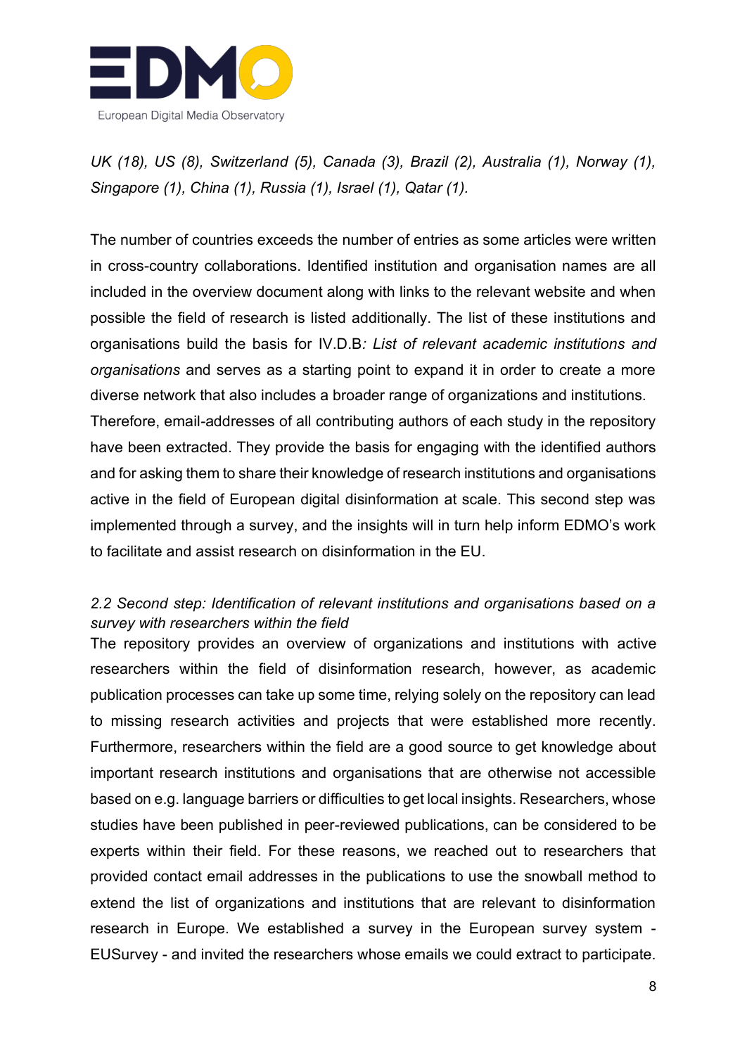*UK (18), US (8), Switzerland (5), Canada (3), Brazil (2), Australia (1), Norway (1), Singapore (1), China (1), Russia (1), Israel (1), Qatar (1).*

The number of countries exceeds the number of entries as some articles were written in cross-country collaborations. Identified institution and organisation names are all included in the overview document along with links to the relevant website and when possible the field of research is listed additionally. The list of these institutions and organisations build the basis for IV.D.B*: List of relevant academic institutions and organisations* and serves as a starting point to expand it in order to create a more diverse network that also includes a broader range of organizations and institutions.
Therefore, email-addresses of all contributing authors of each study in the repository have been extracted. They provide the basis for engaging with the identified authors and for asking them to share their knowledge of research institutions and organisations active in the field of European digital disinformation at scale. This second step was implemented through a survey, and the insights will in turn help inform EDMO's work to facilitate and assist research on disinformation in the EU.

### *2.2 Second step: Identification of relevant institutions and organisations based on a survey with researchers within the field*

The repository provides an overview of organizations and institutions with active researchers within the field of disinformation research, however, as academic publication processes can take up some time, relying solely on the repository can lead to missing research activities and projects that were established more recently. Furthermore, researchers within the field are a good source to get knowledge about important research institutions and organisations that are otherwise not accessible based on e.g. language barriers or difficulties to get local insights. Researchers, whose studies have been published in peer-reviewed publications, can be considered to be experts within their field. For these reasons, we reached out to researchers that provided contact email addresses in the publications to use the snowball method to extend the list of organizations and institutions that are relevant to disinformation research in Europe. We established a survey in the European survey system - EUSurvey - and invited the researchers whose emails we could extract to participate.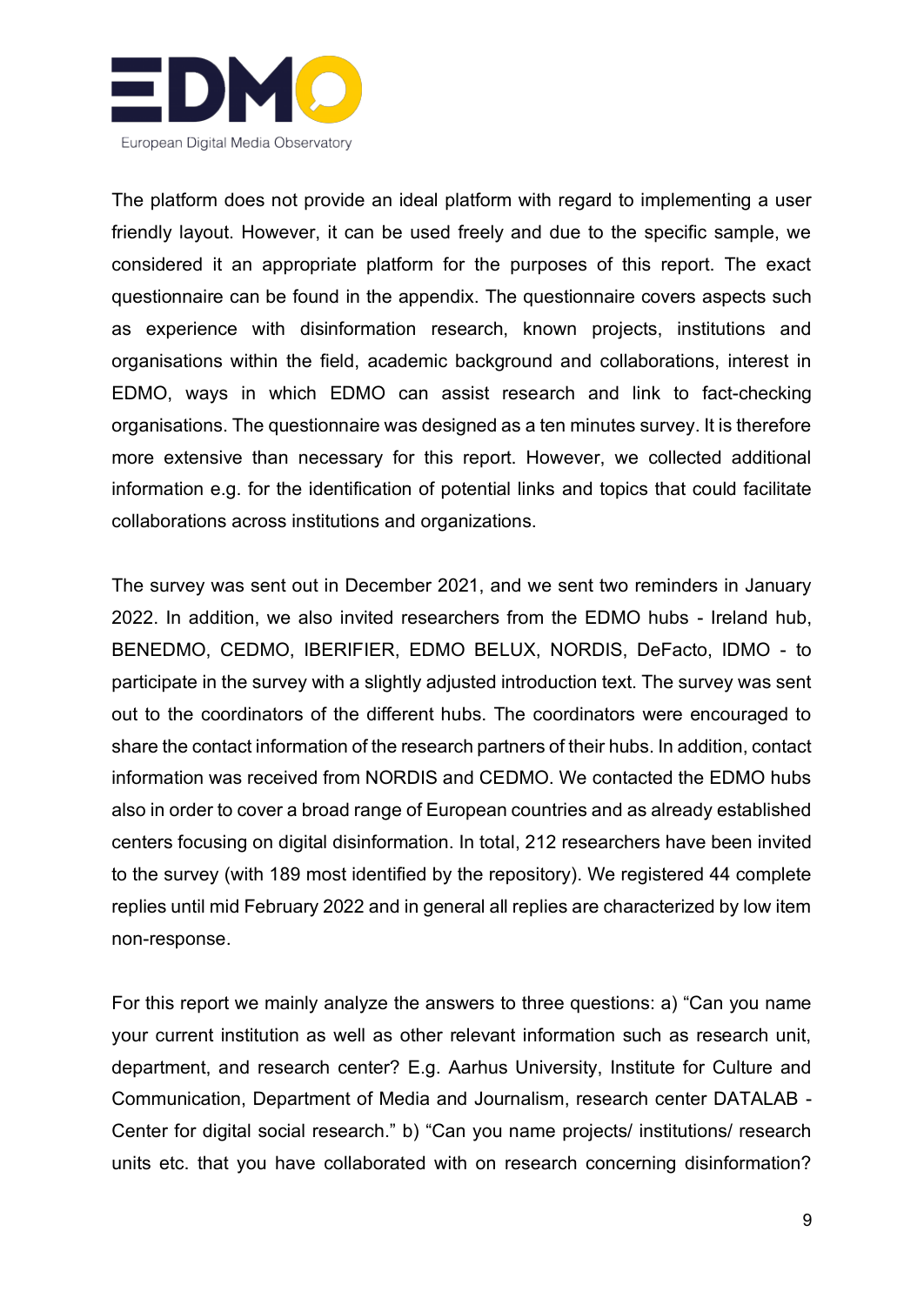The platform does not provide an ideal platform with regard to implementing a user friendly layout. However, it can be used freely and due to the specific sample, we considered it an appropriate platform for the purposes of this report. The exact questionnaire can be found in the appendix. The questionnaire covers aspects such as experience with disinformation research, known projects, institutions and organisations within the field, academic background and collaborations, interest in EDMO, ways in which EDMO can assist research and link to fact-checking organisations. The questionnaire was designed as a ten minutes survey. It is therefore more extensive than necessary for this report. However, we collected additional information e.g. for the identification of potential links and topics that could facilitate collaborations across institutions and organizations.

The survey was sent out in December 2021, and we sent two reminders in January 2022. In addition, we also invited researchers from the EDMO hubs - Ireland hub, BENEDMO, CEDMO, IBERIFIER, EDMO BELUX, NORDIS, DeFacto, IDMO - to participate in the survey with a slightly adjusted introduction text. The survey was sent out to the coordinators of the different hubs. The coordinators were encouraged to share the contact information of the research partners of their hubs. In addition, contact information was received from NORDIS and CEDMO. We contacted the EDMO hubs also in order to cover a broad range of European countries and as already established centers focusing on digital disinformation. In total, 212 researchers have been invited to the survey (with 189 most identified by the repository). We registered 44 complete replies until mid February 2022 and in general all replies are characterized by low item non-response.

For this report we mainly analyze the answers to three questions: a) "Can you name your current institution as well as other relevant information such as research unit, department, and research center? E.g. Aarhus University, Institute for Culture and Communication, Department of Media and Journalism, research center DATALAB - Center for digital social research." b) "Can you name projects/ institutions/ research units etc. that you have collaborated with on research concerning disinformation?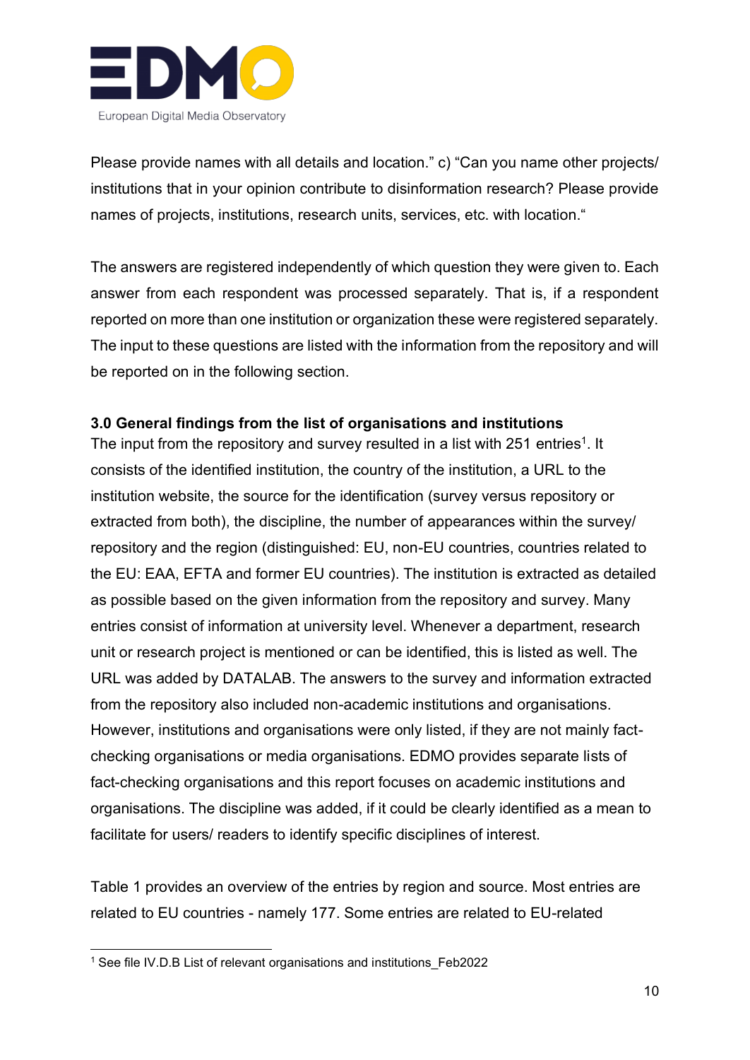Please provide names with all details and location." c) "Can you name other projects/ institutions that in your opinion contribute to disinformation research? Please provide names of projects, institutions, research units, services, etc. with location."

The answers are registered independently of which question they were given to. Each answer from each respondent was processed separately. That is, if a respondent reported on more than one institution or organization these were registered separately. The input to these questions are listed with the information from the repository and will be reported on in the following section.

### 3.0 General findings from the list of organisations and institutions

The input from the repository and survey resulted in a list with 251 entries[1]. It consists of the identified institution, the country of the institution, a URL to the institution website, the source for the identification (survey versus repository or extracted from both), the discipline, the number of appearances within the survey/ repository and the region (distinguished: EU, non-EU countries, countries related to the EU: EAA, EFTA and former EU countries). The institution is extracted as detailed as possible based on the given information from the repository and survey. Many entries consist of information at university level. Whenever a department, research unit or research project is mentioned or can be identified, this is listed as well. The URL was added by DATALAB. The answers to the survey and information extracted from the repository also included non-academic institutions and organisations. However, institutions and organisations were only listed, if they are not mainly fact-checking organisations or media organisations. EDMO provides separate lists of fact-checking organisations and this report focuses on academic institutions and organisations. The discipline was added, if it could be clearly identified as a mean to facilitate for users/ readers to identify specific disciplines of interest.

Table 1 provides an overview of the entries by region and source. Most entries are related to EU countries - namely 177. Some entries are related to EU-related

[1] See file IV.D.B List of relevant organisations and institutions_Feb2022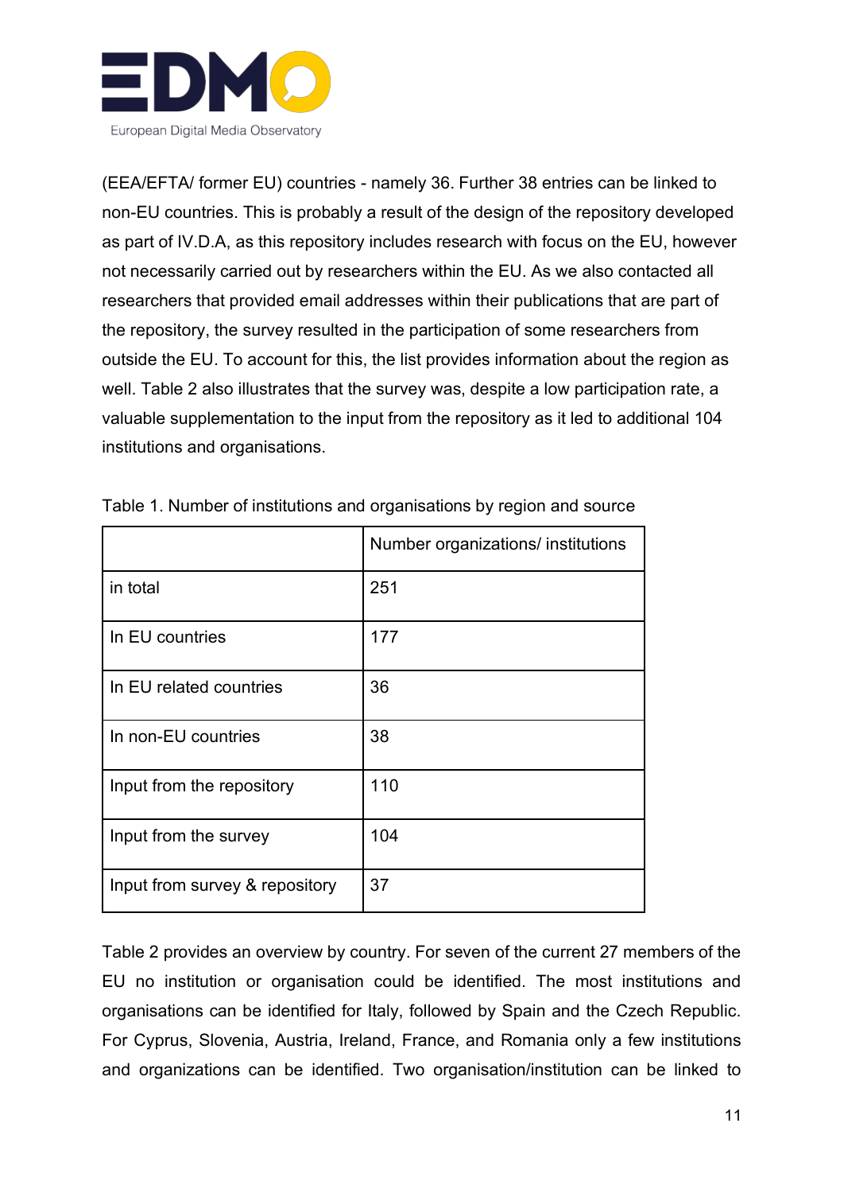(EEA/EFTA/ former EU) countries - namely 36. Further 38 entries can be linked to non-EU countries. This is probably a result of the design of the repository developed as part of IV.D.A, as this repository includes research with focus on the EU, however not necessarily carried out by researchers within the EU. As we also contacted all researchers that provided email addresses within their publications that are part of the repository, the survey resulted in the participation of some researchers from outside the EU. To account for this, the list provides information about the region as well. Table 2 also illustrates that the survey was, despite a low participation rate, a valuable supplementation to the input from the repository as it led to additional 104 institutions and organisations.

Table 1. Number of institutions and organisations by region and source

| | Number organizations/ institutions |
|---|---|
| in total | 251 |
| In EU countries | 177 |
| In EU related countries | 36 |
| In non-EU countries | 38 |
| Input from the repository | 110 |
| Input from the survey | 104 |
| Input from survey & repository | 37 |

Table 2 provides an overview by country. For seven of the current 27 members of the EU no institution or organisation could be identified. The most institutions and organisations can be identified for Italy, followed by Spain and the Czech Republic. For Cyprus, Slovenia, Austria, Ireland, France, and Romania only a few institutions and organizations can be identified. Two organisation/institution can be linked to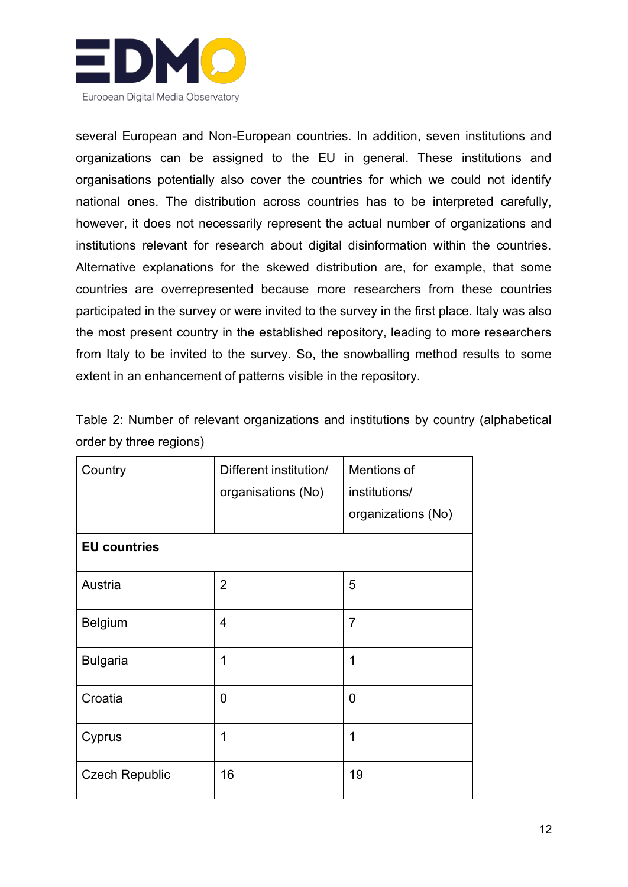several European and Non-European countries. In addition, seven institutions and organizations can be assigned to the EU in general. These institutions and organisations potentially also cover the countries for which we could not identify national ones. The distribution across countries has to be interpreted carefully, however, it does not necessarily represent the actual number of organizations and institutions relevant for research about digital disinformation within the countries. Alternative explanations for the skewed distribution are, for example, that some countries are overrepresented because more researchers from these countries participated in the survey or were invited to the survey in the first place. Italy was also the most present country in the established repository, leading to more researchers from Italy to be invited to the survey. So, the snowballing method results to some extent in an enhancement of patterns visible in the repository.

Table 2: Number of relevant organizations and institutions by country (alphabetical order by three regions)

| Country | Different institution/ organisations (No) | Mentions of institutions/ organizations (No) |
|---|---|---|
| **EU countries** | | |
| Austria | 2 | 5 |
| Belgium | 4 | 7 |
| Bulgaria | 1 | 1 |
| Croatia | 0 | 0 |
| Cyprus | 1 | 1 |
| Czech Republic | 16 | 19 |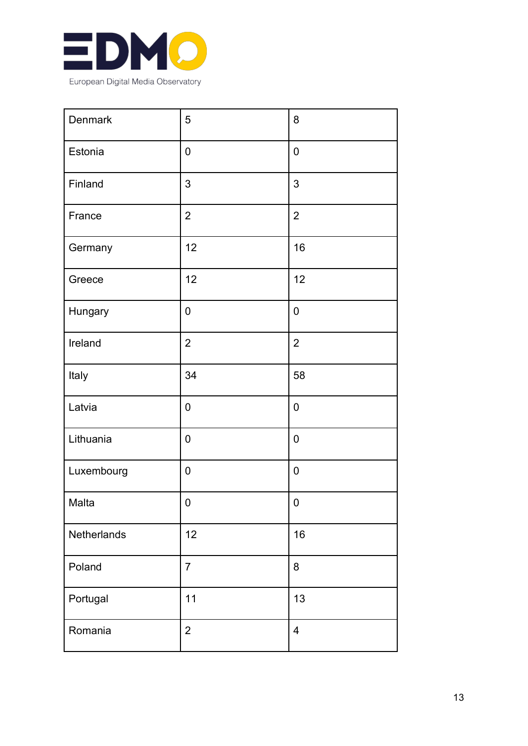| Denmark | 5 | 8 |
|---|---|---|
| Estonia | 0 | 0 |
| Finland | 3 | 3 |
| France | 2 | 2 |
| Germany | 12 | 16 |
| Greece | 12 | 12 |
| Hungary | 0 | 0 |
| Ireland | 2 | 2 |
| Italy | 34 | 58 |
| Latvia | 0 | 0 |
| Lithuania | 0 | 0 |
| Luxembourg | 0 | 0 |
| Malta | 0 | 0 |
| Netherlands | 12 | 16 |
| Poland | 7 | 8 |
| Portugal | 11 | 13 |
| Romania | 2 | 4 |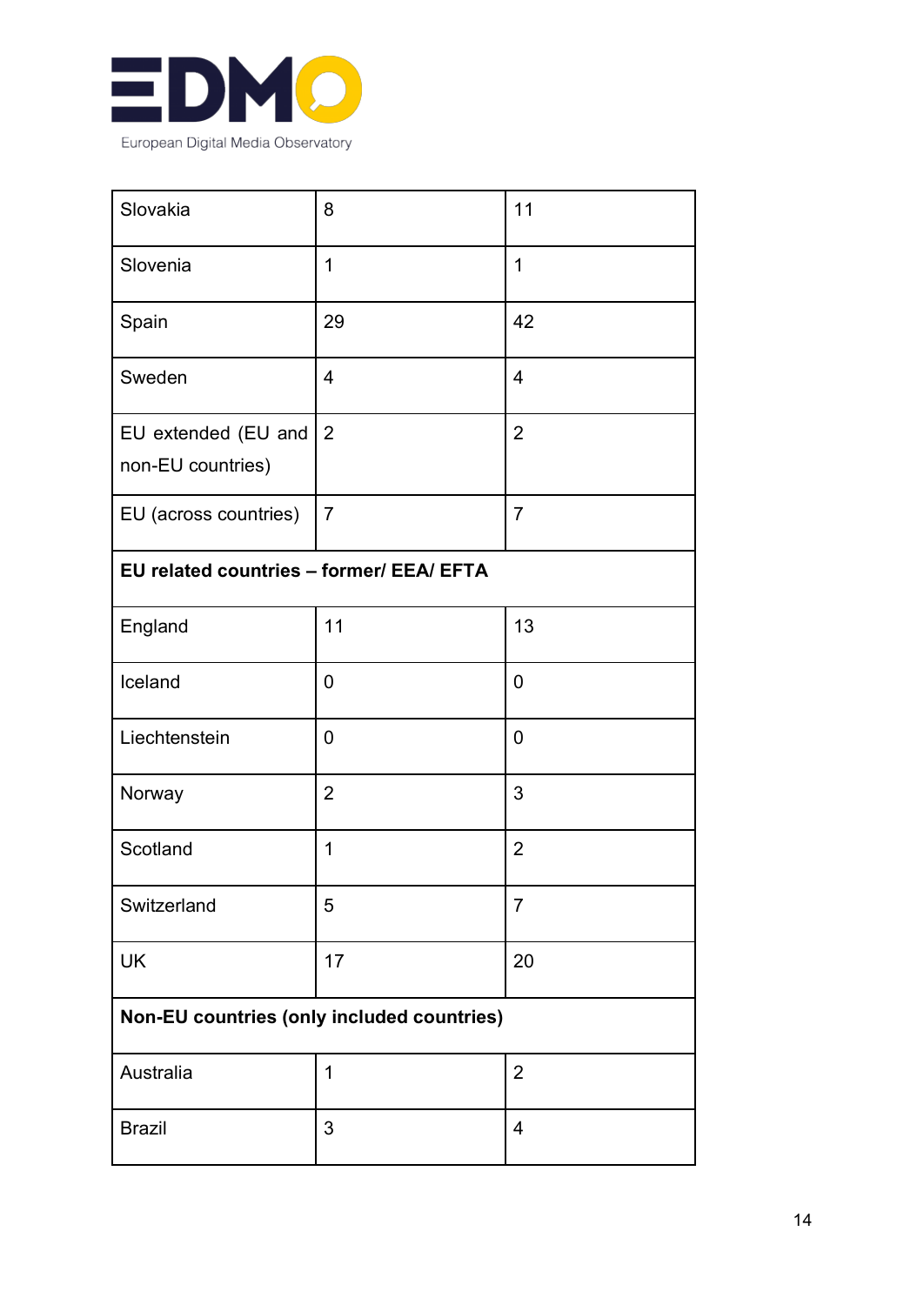| | | |
|---|---|---|
| Slovakia | 8 | 11 |
| Slovenia | 1 | 1 |
| Spain | 29 | 42 |
| Sweden | 4 | 4 |
| EU extended (EU and non-EU countries) | 2 | 2 |
| EU (across countries) | 7 | 7 |
| **EU related countries – former/ EEA/ EFTA** | | |
| England | 11 | 13 |
| Iceland | 0 | 0 |
| Liechtenstein | 0 | 0 |
| Norway | 2 | 3 |
| Scotland | 1 | 2 |
| Switzerland | 5 | 7 |
| UK | 17 | 20 |
| **Non-EU countries (only included countries)** | | |
| Australia | 1 | 2 |
| Brazil | 3 | 4 |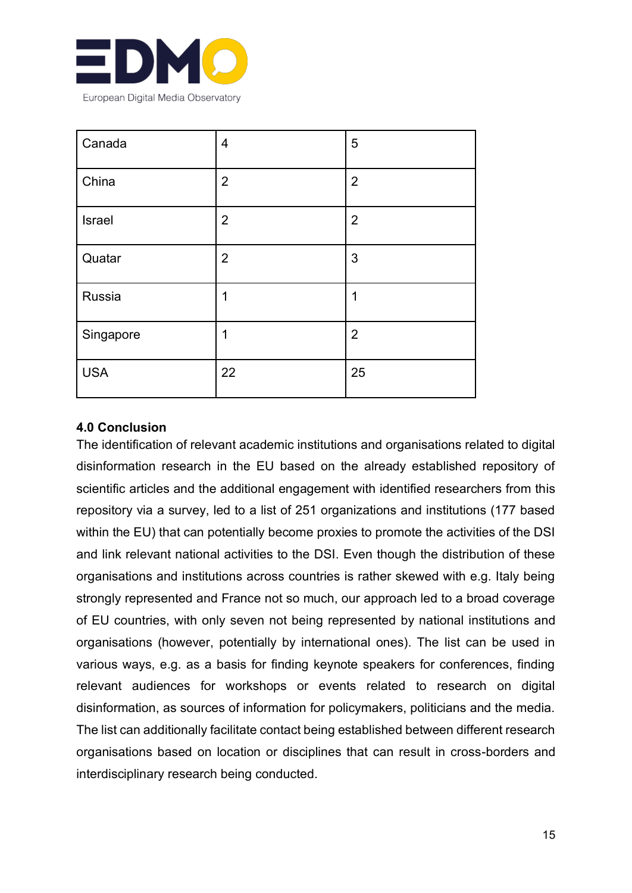| Canada | 4 | 5 |
| --- | --- | --- |
| China | 2 | 2 |
| Israel | 2 | 2 |
| Quatar | 2 | 3 |
| Russia | 1 | 1 |
| Singapore | 1 | 2 |
| USA | 22 | 25 |

**4.0 Conclusion**

The identification of relevant academic institutions and organisations related to digital disinformation research in the EU based on the already established repository of scientific articles and the additional engagement with identified researchers from this repository via a survey, led to a list of 251 organizations and institutions (177 based within the EU) that can potentially become proxies to promote the activities of the DSI and link relevant national activities to the DSI. Even though the distribution of these organisations and institutions across countries is rather skewed with e.g. Italy being strongly represented and France not so much, our approach led to a broad coverage of EU countries, with only seven not being represented by national institutions and organisations (however, potentially by international ones). The list can be used in various ways, e.g. as a basis for finding keynote speakers for conferences, finding relevant audiences for workshops or events related to research on digital disinformation, as sources of information for policymakers, politicians and the media. The list can additionally facilitate contact being established between different research organisations based on location or disciplines that can result in cross-borders and interdisciplinary research being conducted.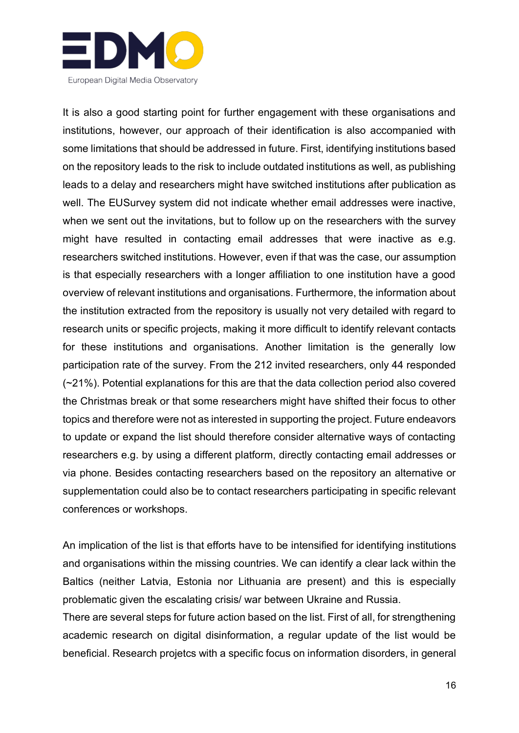It is also a good starting point for further engagement with these organisations and institutions, however, our approach of their identification is also accompanied with some limitations that should be addressed in future. First, identifying institutions based on the repository leads to the risk to include outdated institutions as well, as publishing leads to a delay and researchers might have switched institutions after publication as well. The EUSurvey system did not indicate whether email addresses were inactive, when we sent out the invitations, but to follow up on the researchers with the survey might have resulted in contacting email addresses that were inactive as e.g. researchers switched institutions. However, even if that was the case, our assumption is that especially researchers with a longer affiliation to one institution have a good overview of relevant institutions and organisations. Furthermore, the information about the institution extracted from the repository is usually not very detailed with regard to research units or specific projects, making it more difficult to identify relevant contacts for these institutions and organisations. Another limitation is the generally low participation rate of the survey. From the 212 invited researchers, only 44 responded (~21%). Potential explanations for this are that the data collection period also covered the Christmas break or that some researchers might have shifted their focus to other topics and therefore were not as interested in supporting the project. Future endeavors to update or expand the list should therefore consider alternative ways of contacting researchers e.g. by using a different platform, directly contacting email addresses or via phone. Besides contacting researchers based on the repository an alternative or supplementation could also be to contact researchers participating in specific relevant conferences or workshops.

An implication of the list is that efforts have to be intensified for identifying institutions and organisations within the missing countries. We can identify a clear lack within the Baltics (neither Latvia, Estonia nor Lithuania are present) and this is especially problematic given the escalating crisis/ war between Ukraine and Russia.

There are several steps for future action based on the list. First of all, for strengthening academic research on digital disinformation, a regular update of the list would be beneficial. Research projetcs with a specific focus on information disorders, in general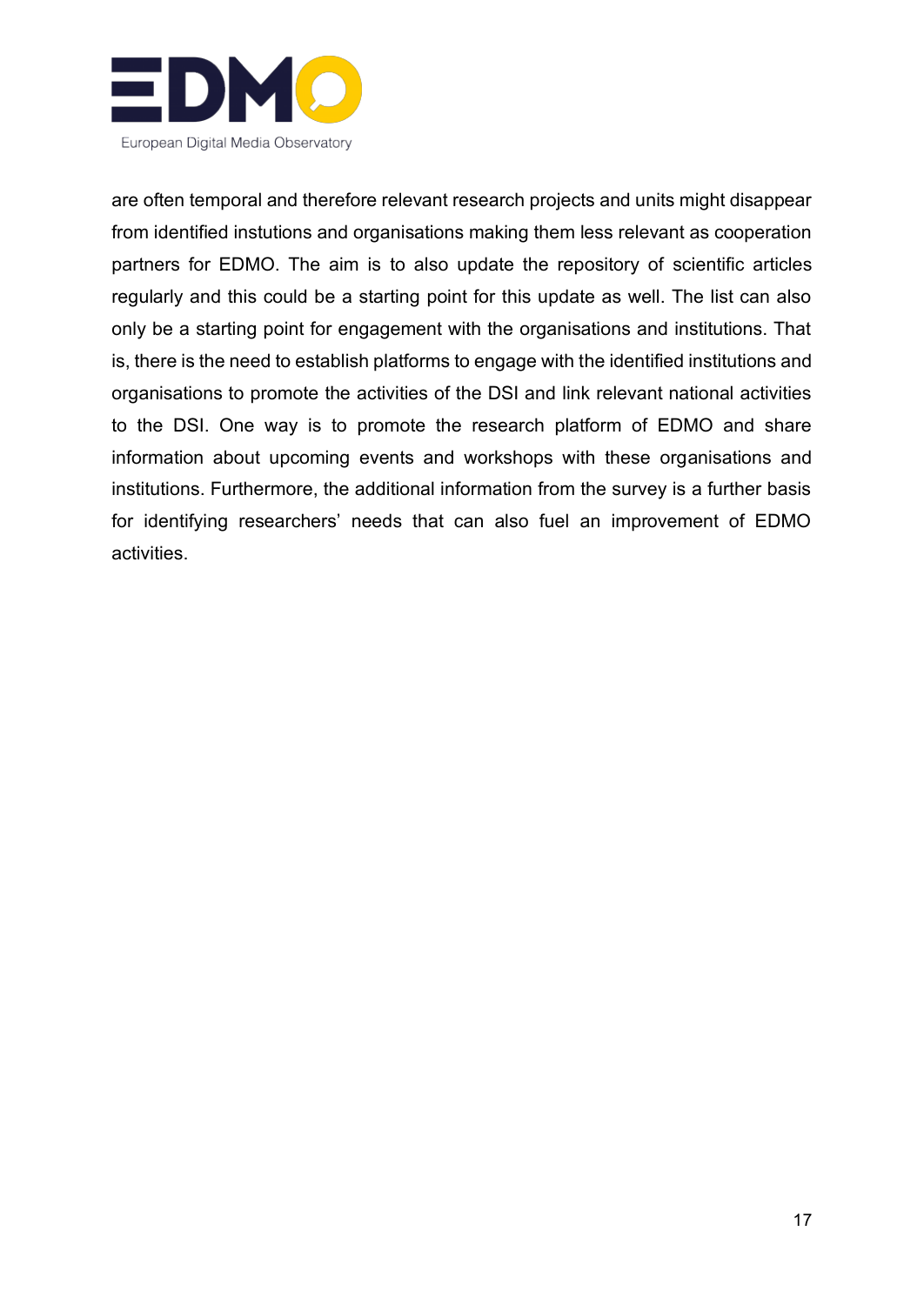are often temporal and therefore relevant research projects and units might disappear from identified instutions and organisations making them less relevant as cooperation partners for EDMO. The aim is to also update the repository of scientific articles regularly and this could be a starting point for this update as well. The list can also only be a starting point for engagement with the organisations and institutions. That is, there is the need to establish platforms to engage with the identified institutions and organisations to promote the activities of the DSI and link relevant national activities to the DSI. One way is to promote the research platform of EDMO and share information about upcoming events and workshops with these organisations and institutions. Furthermore, the additional information from the survey is a further basis for identifying researchers' needs that can also fuel an improvement of EDMO activities.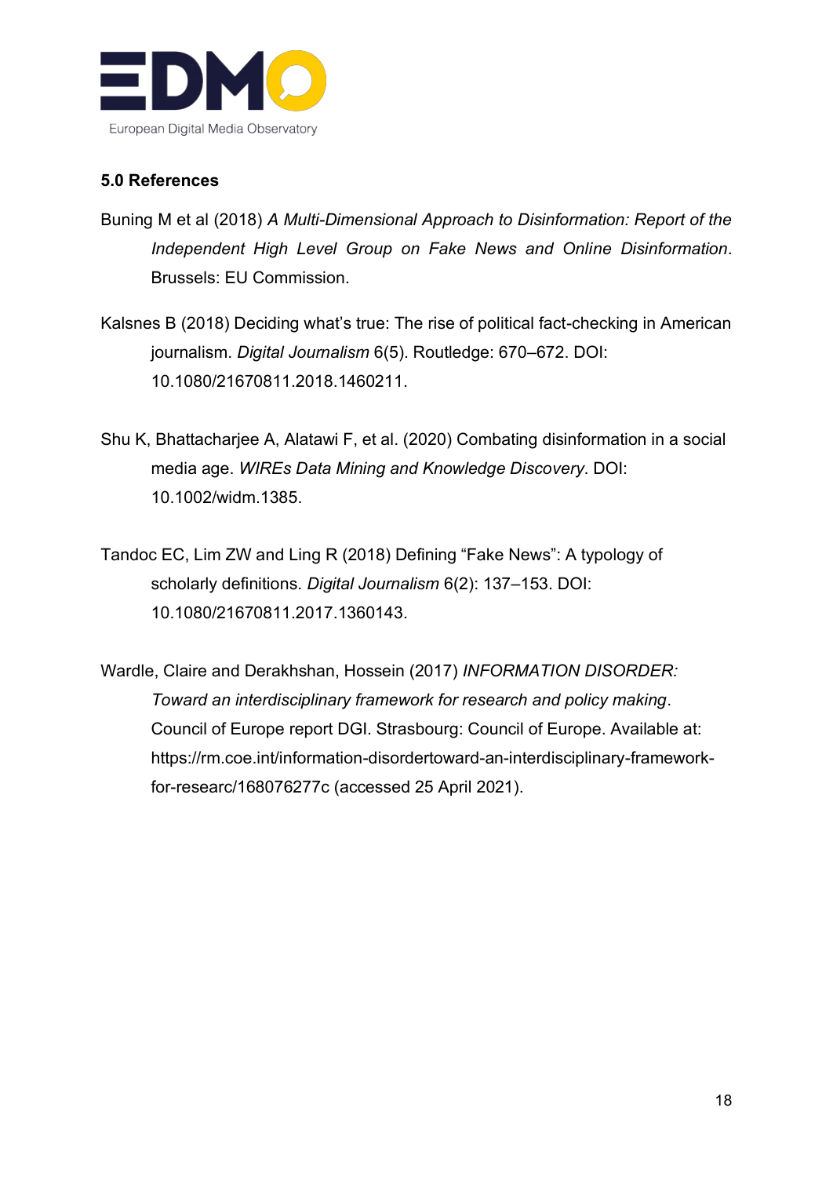## 5.0 References

Buning M et al (2018) *A Multi-Dimensional Approach to Disinformation: Report of the Independent High Level Group on Fake News and Online Disinformation*. Brussels: EU Commission.

Kalsnes B (2018) Deciding what's true: The rise of political fact-checking in American journalism. *Digital Journalism* 6(5). Routledge: 670–672. DOI: 10.1080/21670811.2018.1460211.

Shu K, Bhattacharjee A, Alatawi F, et al. (2020) Combating disinformation in a social media age. *WIREs Data Mining and Knowledge Discovery*. DOI: 10.1002/widm.1385.

Tandoc EC, Lim ZW and Ling R (2018) Defining "Fake News": A typology of scholarly definitions. *Digital Journalism* 6(2): 137–153. DOI: 10.1080/21670811.2017.1360143.

Wardle, Claire and Derakhshan, Hossein (2017) *INFORMATION DISORDER: Toward an interdisciplinary framework for research and policy making*. Council of Europe report DGI. Strasbourg: Council of Europe. Available at: https://rm.coe.int/information-disordertoward-an-interdisciplinary-framework-for-researc/168076277c (accessed 25 April 2021).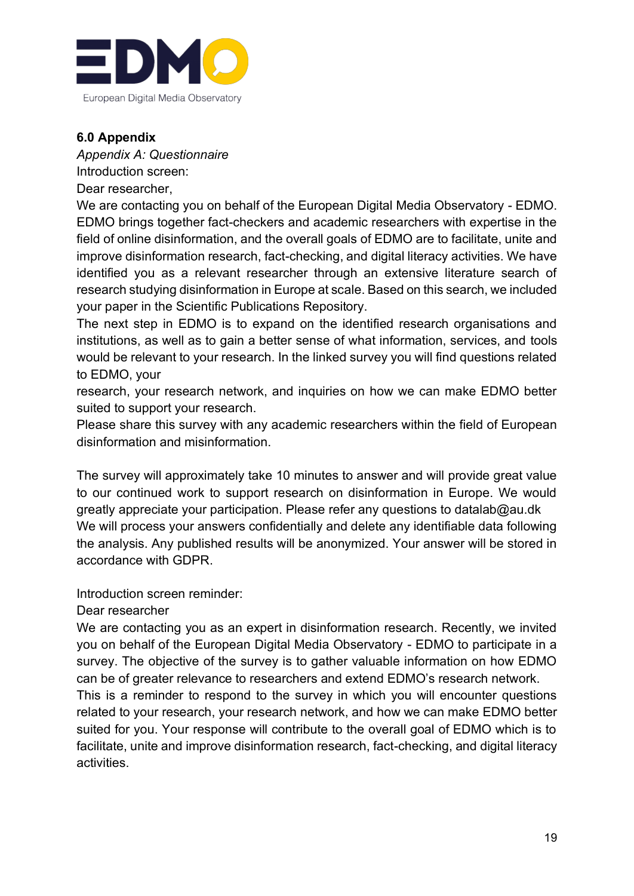## 6.0 Appendix

*Appendix A: Questionnaire*

Introduction screen:

Dear researcher,

We are contacting you on behalf of the European Digital Media Observatory - EDMO. EDMO brings together fact-checkers and academic researchers with expertise in the field of online disinformation, and the overall goals of EDMO are to facilitate, unite and improve disinformation research, fact-checking, and digital literacy activities. We have identified you as a relevant researcher through an extensive literature search of research studying disinformation in Europe at scale. Based on this search, we included your paper in the Scientific Publications Repository.

The next step in EDMO is to expand on the identified research organisations and institutions, as well as to gain a better sense of what information, services, and tools would be relevant to your research. In the linked survey you will find questions related to EDMO, your research, your research network, and inquiries on how we can make EDMO better suited to support your research.

Please share this survey with any academic researchers within the field of European disinformation and misinformation.

The survey will approximately take 10 minutes to answer and will provide great value to our continued work to support research on disinformation in Europe. We would greatly appreciate your participation. Please refer any questions to datalab@au.dk

We will process your answers confidentially and delete any identifiable data following the analysis. Any published results will be anonymized. Your answer will be stored in accordance with GDPR.

Introduction screen reminder:

Dear researcher

We are contacting you as an expert in disinformation research. Recently, we invited you on behalf of the European Digital Media Observatory - EDMO to participate in a survey. The objective of the survey is to gather valuable information on how EDMO can be of greater relevance to researchers and extend EDMO's research network.

This is a reminder to respond to the survey in which you will encounter questions related to your research, your research network, and how we can make EDMO better suited for you. Your response will contribute to the overall goal of EDMO which is to facilitate, unite and improve disinformation research, fact-checking, and digital literacy activities.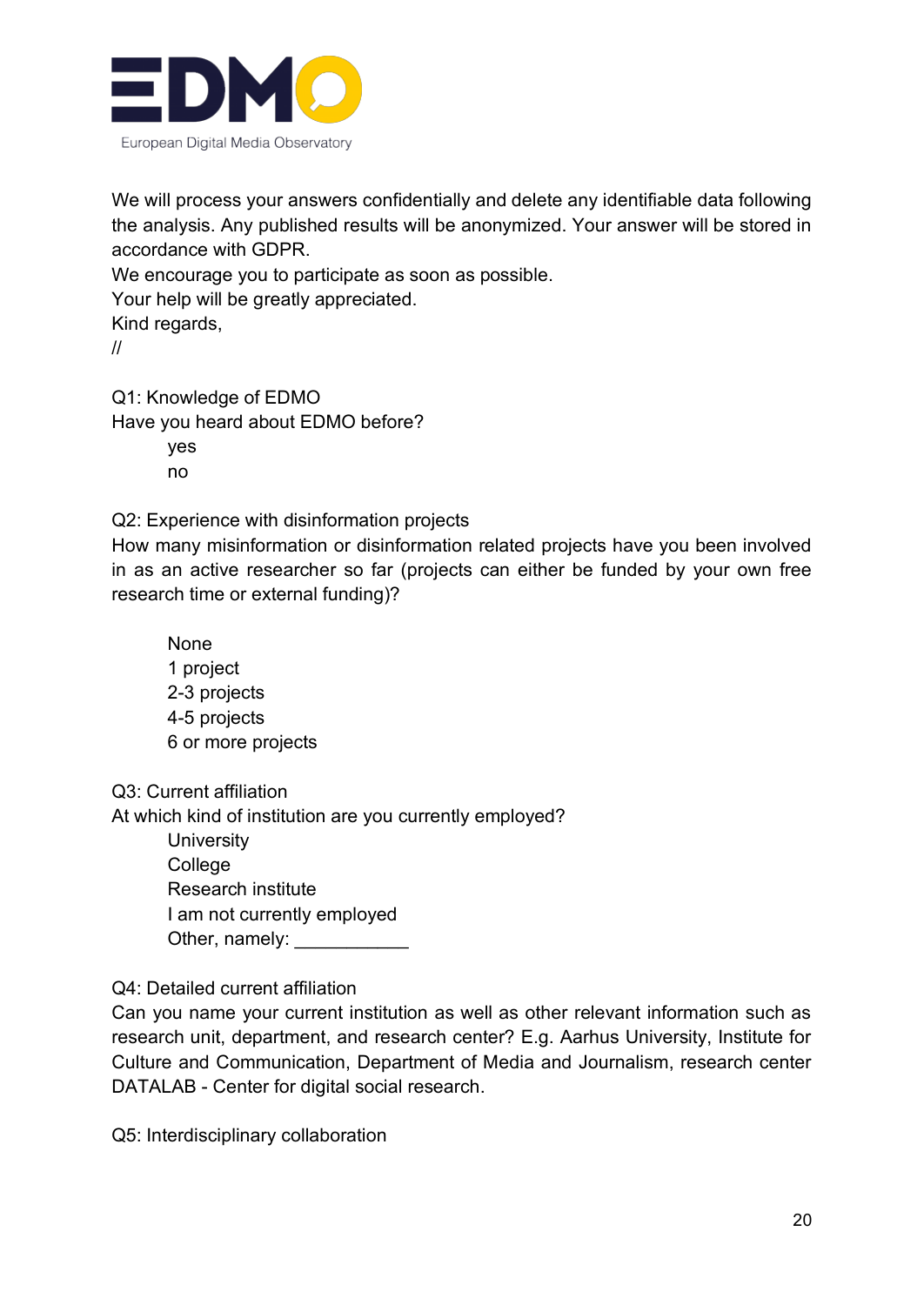We will process your answers confidentially and delete any identifiable data following the analysis. Any published results will be anonymized. Your answer will be stored in accordance with GDPR.
We encourage you to participate as soon as possible.
Your help will be greatly appreciated.
Kind regards,
//

Q1: Knowledge of EDMO
Have you heard about EDMO before?

- yes
- no

Q2: Experience with disinformation projects
How many misinformation or disinformation related projects have you been involved in as an active researcher so far (projects can either be funded by your own free research time or external funding)?

- None
- 1 project
- 2-3 projects
- 4-5 projects
- 6 or more projects

Q3: Current affiliation
At which kind of institution are you currently employed?

- University
- College
- Research institute
- I am not currently employed
- Other, namely: ___________

Q4: Detailed current affiliation
Can you name your current institution as well as other relevant information such as research unit, department, and research center? E.g. Aarhus University, Institute for Culture and Communication, Department of Media and Journalism, research center DATALAB - Center for digital social research.

Q5: Interdisciplinary collaboration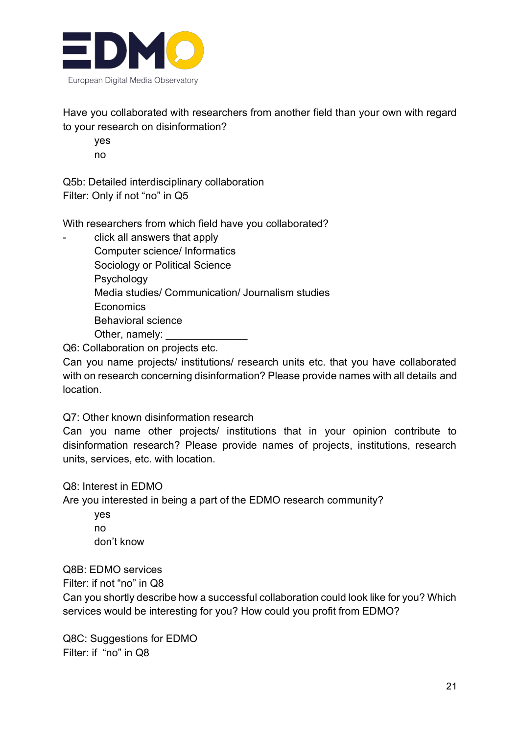Have you collaborated with researchers from another field than your own with regard to your research on disinformation?

yes

no

Q5b: Detailed interdisciplinary collaboration

Filter: Only if not “no” in Q5

With researchers from which field have you collaborated?

- click all answers that apply

  Computer science/ Informatics

  Sociology or Political Science

  Psychology

  Media studies/ Communication/ Journalism studies

  Economics

  Behavioral science

  Other, namely: ______________

Q6: Collaboration on projects etc.

Can you name projects/ institutions/ research units etc. that you have collaborated with on research concerning disinformation? Please provide names with all details and location.

Q7: Other known disinformation research

Can you name other projects/ institutions that in your opinion contribute to disinformation research? Please provide names of projects, institutions, research units, services, etc. with location.

Q8: Interest in EDMO

Are you interested in being a part of the EDMO research community?

yes

no

don't know

Q8B: EDMO services

Filter: if not “no” in Q8

Can you shortly describe how a successful collaboration could look like for you? Which services would be interesting for you? How could you profit from EDMO?

Q8C: Suggestions for EDMO

Filter: if “no” in Q8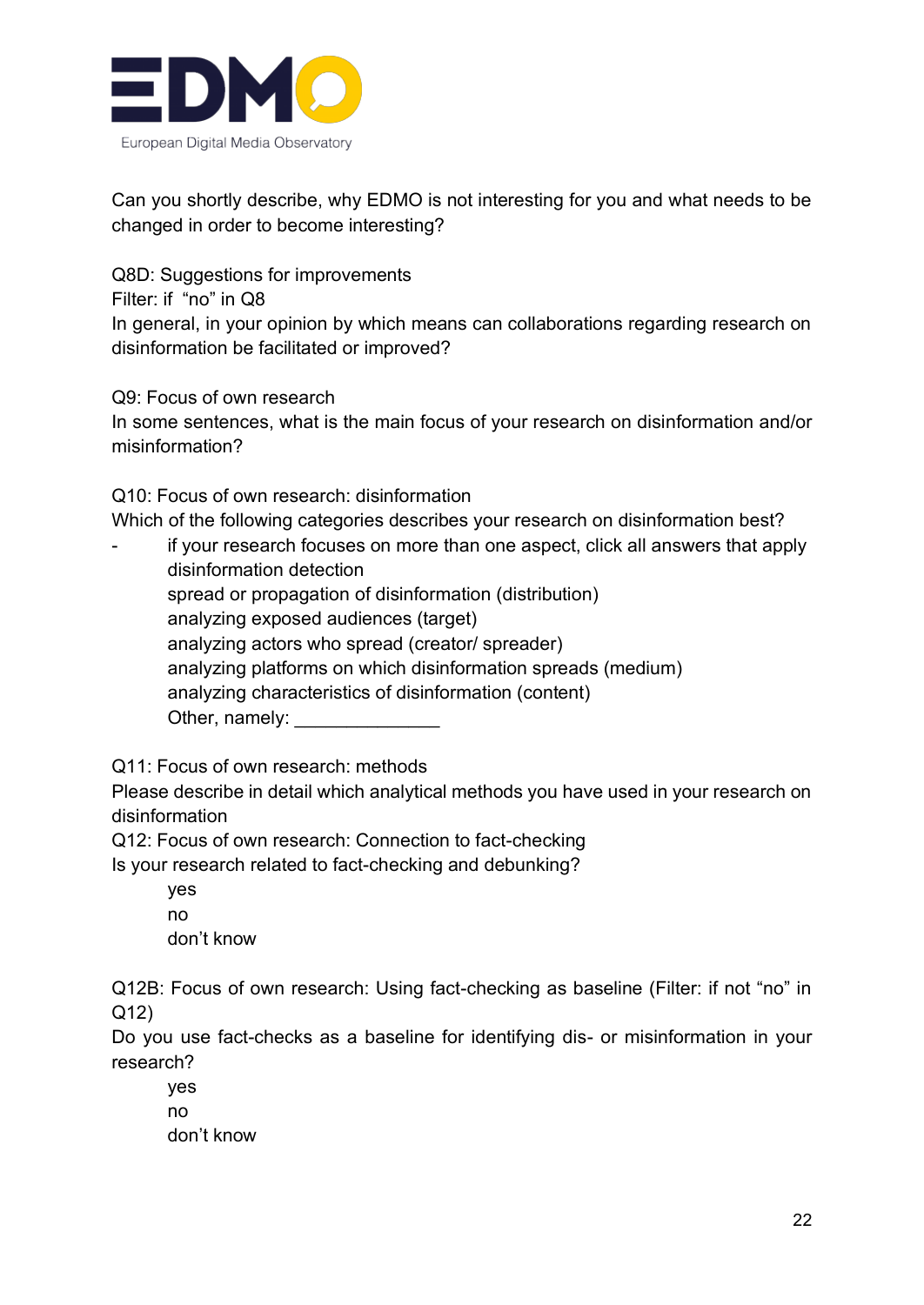Can you shortly describe, why EDMO is not interesting for you and what needs to be changed in order to become interesting?

Q8D: Suggestions for improvements
Filter: if "no" in Q8
In general, in your opinion by which means can collaborations regarding research on disinformation be facilitated or improved?

Q9: Focus of own research
In some sentences, what is the main focus of your research on disinformation and/or misinformation?

Q10: Focus of own research: disinformation
Which of the following categories describes your research on disinformation best?

- if your research focuses on more than one aspect, click all answers that apply
  disinformation detection
  spread or propagation of disinformation (distribution)
  analyzing exposed audiences (target)
  analyzing actors who spread (creator/ spreader)
  analyzing platforms on which disinformation spreads (medium)
  analyzing characteristics of disinformation (content)
  Other, namely: ______________

Q11: Focus of own research: methods
Please describe in detail which analytical methods you have used in your research on disinformation

Q12: Focus of own research: Connection to fact-checking
Is your research related to fact-checking and debunking?

yes
no
don't know

Q12B: Focus of own research: Using fact-checking as baseline (Filter: if not "no" in Q12)
Do you use fact-checks as a baseline for identifying dis- or misinformation in your research?

yes
no
don't know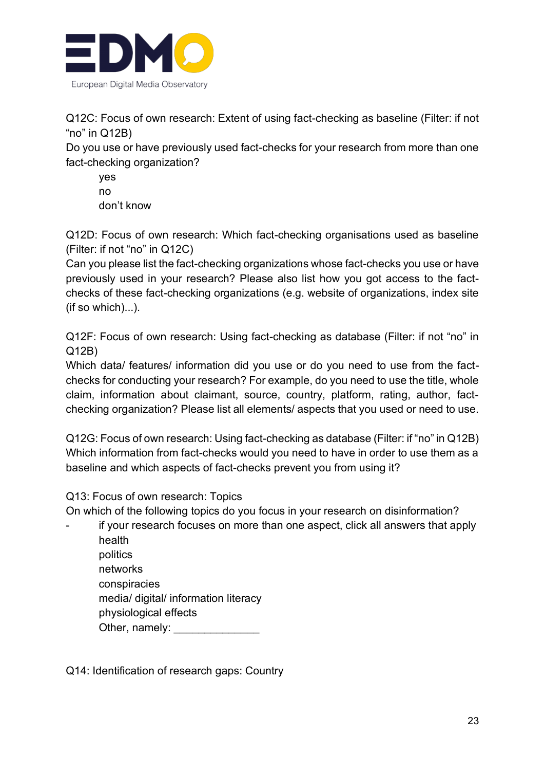Q12C: Focus of own research: Extent of using fact-checking as baseline (Filter: if not "no" in Q12B)
Do you use or have previously used fact-checks for your research from more than one fact-checking organization?

yes
no
don't know

Q12D: Focus of own research: Which fact-checking organisations used as baseline (Filter: if not "no" in Q12C)
Can you please list the fact-checking organizations whose fact-checks you use or have previously used in your research? Please also list how you got access to the fact-checks of these fact-checking organizations (e.g. website of organizations, index site (if so which)...).

Q12F: Focus of own research: Using fact-checking as database (Filter: if not "no" in Q12B)
Which data/ features/ information did you use or do you need to use from the fact-checks for conducting your research? For example, do you need to use the title, whole claim, information about claimant, source, country, platform, rating, author, fact-checking organization? Please list all elements/ aspects that you used or need to use.

Q12G: Focus of own research: Using fact-checking as database (Filter: if "no" in Q12B)
Which information from fact-checks would you need to have in order to use them as a baseline and which aspects of fact-checks prevent you from using it?

Q13: Focus of own research: Topics
On which of the following topics do you focus in your research on disinformation?

- if your research focuses on more than one aspect, click all answers that apply

health
politics
networks
conspiracies
media/ digital/ information literacy
physiological effects
Other, namely: ______________

Q14: Identification of research gaps: Country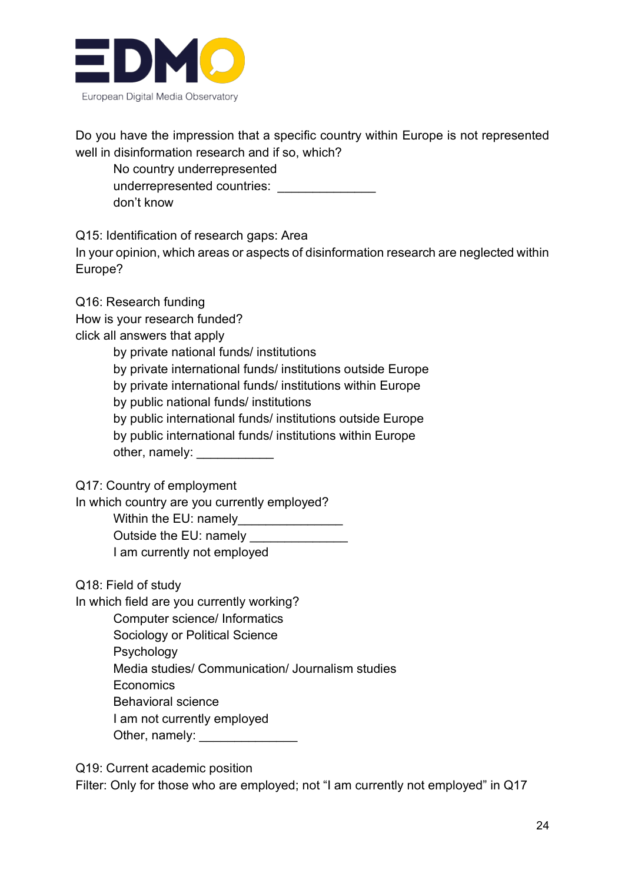Do you have the impression that a specific country within Europe is not represented well in disinformation research and if so, which?

- No country underrepresented
- underrepresented countries: ______________
- don't know

Q15: Identification of research gaps: Area

In your opinion, which areas or aspects of disinformation research are neglected within Europe?

Q16: Research funding

How is your research funded?

click all answers that apply

- by private national funds/ institutions
- by private international funds/ institutions outside Europe
- by private international funds/ institutions within Europe
- by public national funds/ institutions
- by public international funds/ institutions outside Europe
- by public international funds/ institutions within Europe
- other, namely: ___________

Q17: Country of employment

In which country are you currently employed?

- Within the EU: namely_______________
- Outside the EU: namely ______________
- I am currently not employed

Q18: Field of study

In which field are you currently working?

- Computer science/ Informatics
- Sociology or Political Science
- Psychology
- Media studies/ Communication/ Journalism studies
- Economics
- Behavioral science
- I am not currently employed
- Other, namely: ______________

Q19: Current academic position

Filter: Only for those who are employed; not "I am currently not employed" in Q17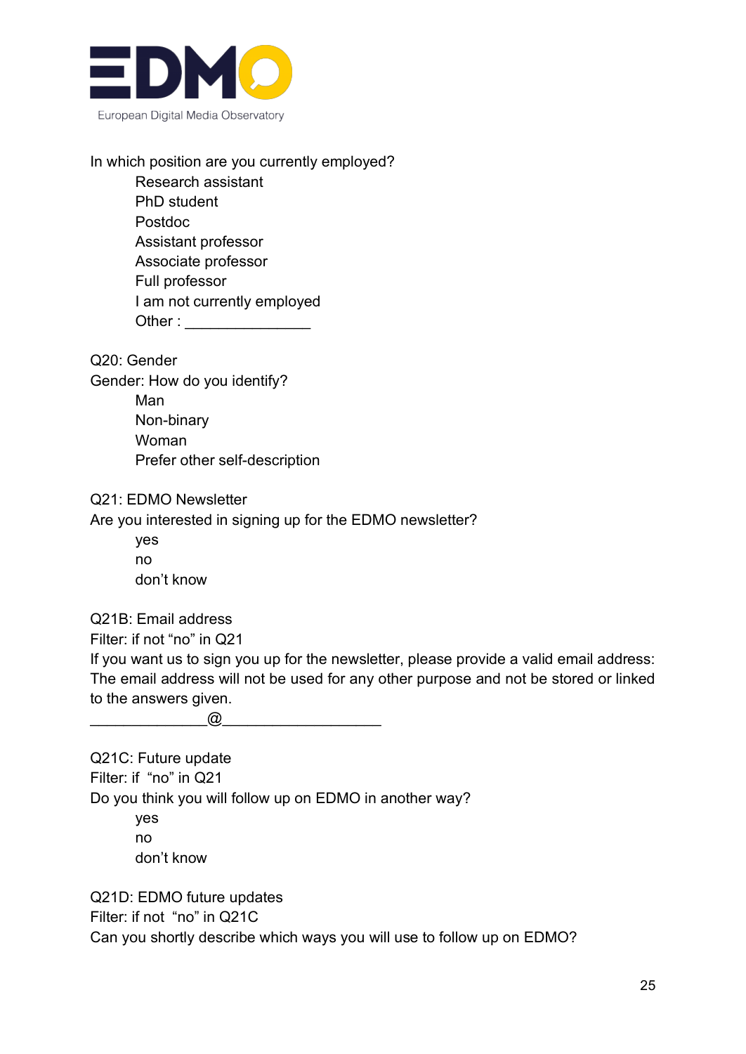In which position are you currently employed?

- Research assistant
- PhD student
- Postdoc
- Assistant professor
- Associate professor
- Full professor
- I am not currently employed
- Other : _______________

Q20: Gender

Gender: How do you identify?

- Man
- Non-binary
- Woman
- Prefer other self-description

Q21: EDMO Newsletter

Are you interested in signing up for the EDMO newsletter?

- yes
- no
- don't know

Q21B: Email address

Filter: if not "no" in Q21

If you want us to sign you up for the newsletter, please provide a valid email address: The email address will not be used for any other purpose and not be stored or linked to the answers given.

______________@___________________

Q21C: Future update

Filter: if "no" in Q21

Do you think you will follow up on EDMO in another way?

- yes
- no
- don't know

Q21D: EDMO future updates

Filter: if not "no" in Q21C

Can you shortly describe which ways you will use to follow up on EDMO?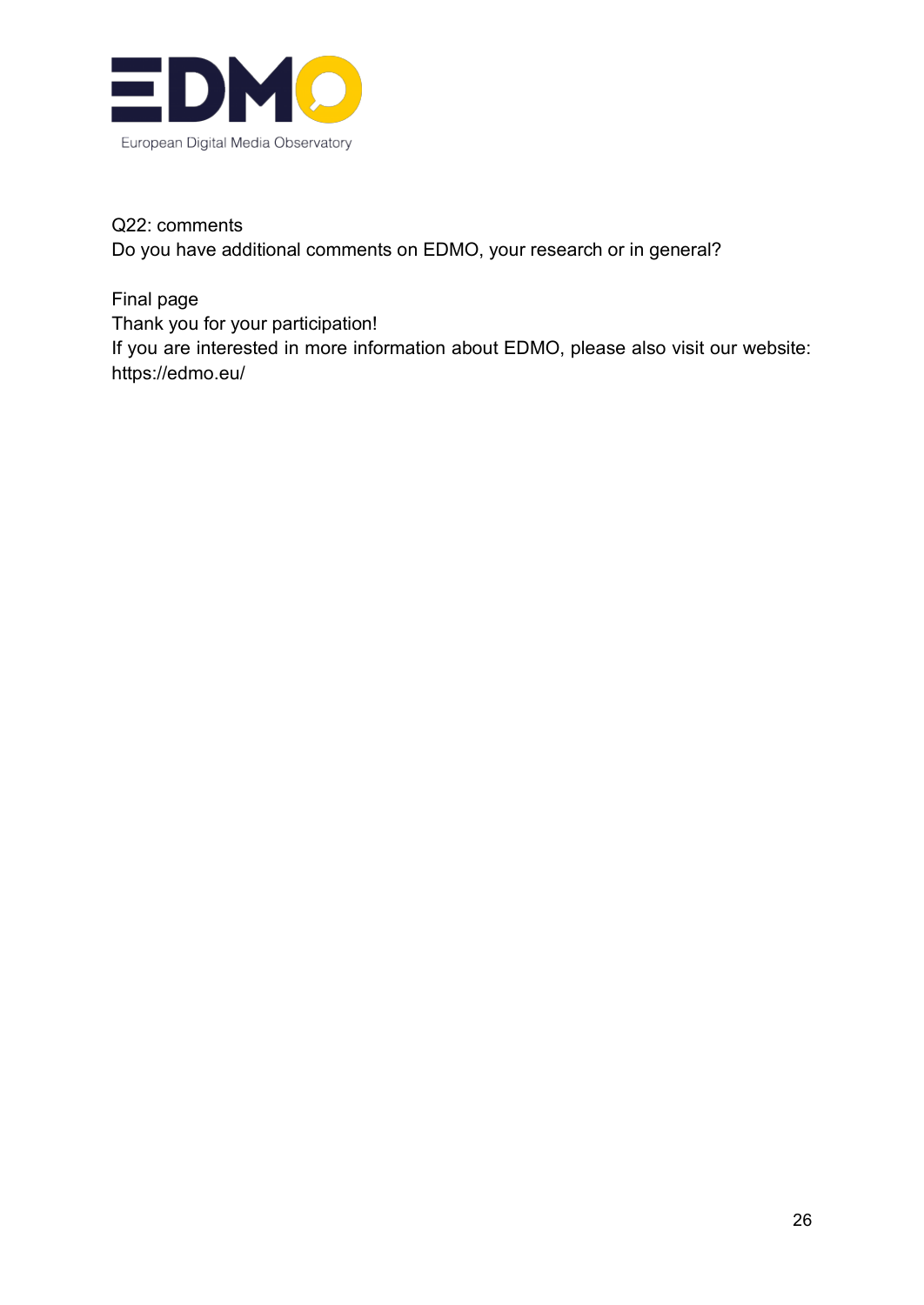Q22: comments
Do you have additional comments on EDMO, your research or in general?

Final page
Thank you for your participation!
If you are interested in more information about EDMO, please also visit our website: https://edmo.eu/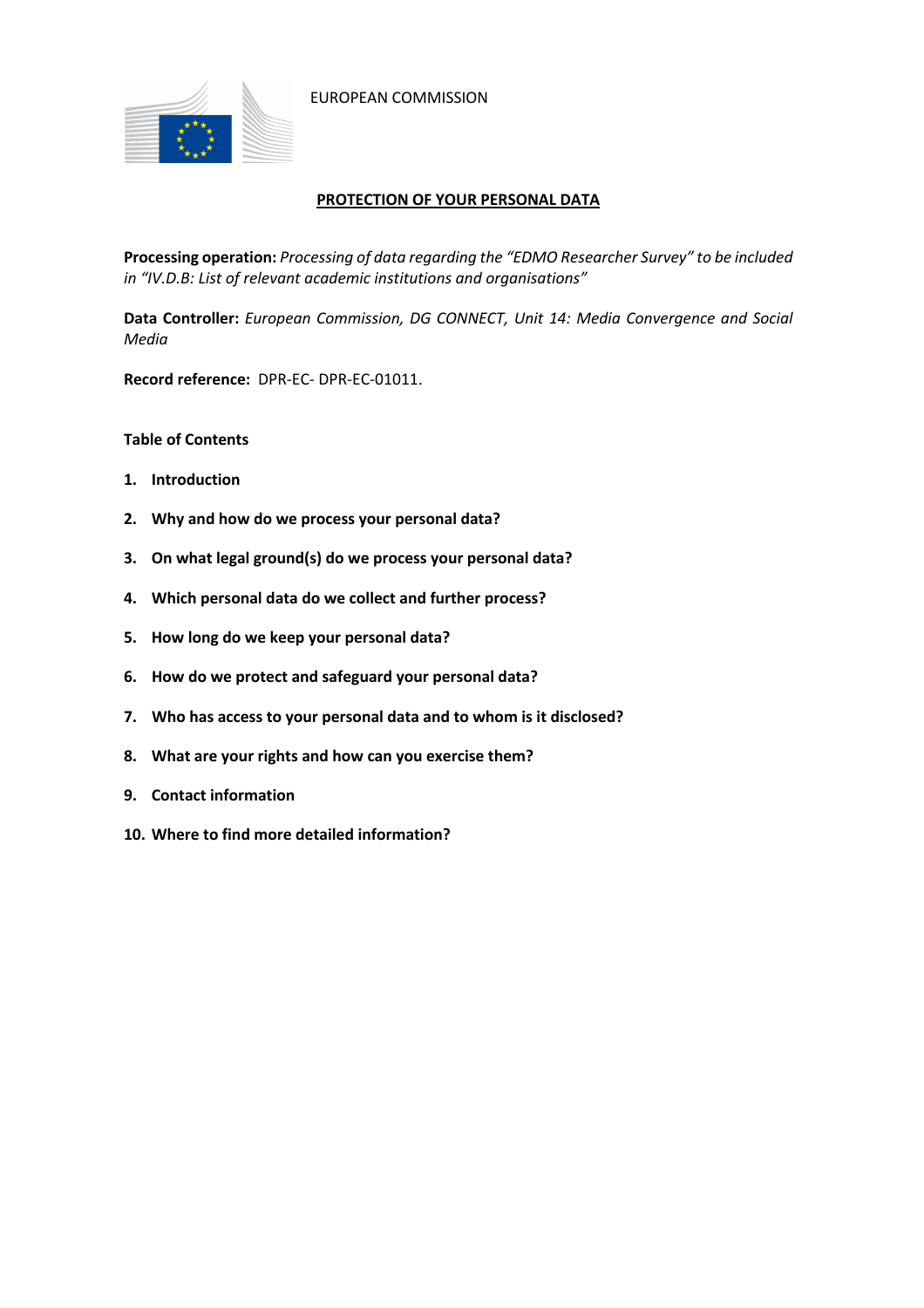EUROPEAN COMMISSION

# PROTECTION OF YOUR PERSONAL DATA

**Processing operation:** *Processing of data regarding the "EDMO Researcher Survey" to be included in "IV.D.B: List of relevant academic institutions and organisations"*

**Data Controller:** *European Commission, DG CONNECT, Unit 14: Media Convergence and Social Media*

**Record reference:** DPR-EC- DPR-EC-01011.

**Table of Contents**

1. **Introduction**
2. **Why and how do we process your personal data?**
3. **On what legal ground(s) do we process your personal data?**
4. **Which personal data do we collect and further process?**
5. **How long do we keep your personal data?**
6. **How do we protect and safeguard your personal data?**
7. **Who has access to your personal data and to whom is it disclosed?**
8. **What are your rights and how can you exercise them?**
9. **Contact information**
10. **Where to find more detailed information?**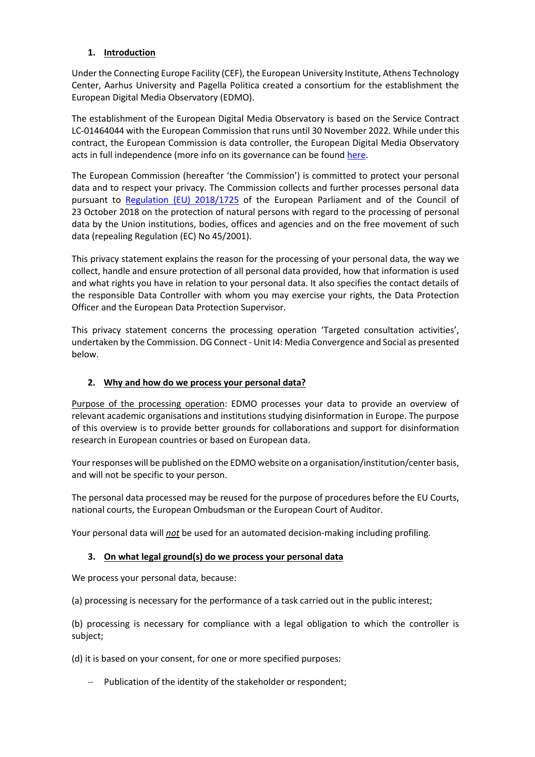## 1. Introduction

Under the Connecting Europe Facility (CEF), the European University Institute, Athens Technology Center, Aarhus University and Pagella Politica created a consortium for the establishment the European Digital Media Observatory (EDMO).

The establishment of the European Digital Media Observatory is based on the Service Contract LC-01464044 with the European Commission that runs until 30 November 2022. While under this contract, the European Commission is data controller, the European Digital Media Observatory acts in full independence (more info on its governance can be found [here](here).

The European Commission (hereafter 'the Commission') is committed to protect your personal data and to respect your privacy. The Commission collects and further processes personal data pursuant to [Regulation (EU) 2018/1725](Regulation (EU) 2018/1725) of the European Parliament and of the Council of 23 October 2018 on the protection of natural persons with regard to the processing of personal data by the Union institutions, bodies, offices and agencies and on the free movement of such data (repealing Regulation (EC) No 45/2001).

This privacy statement explains the reason for the processing of your personal data, the way we collect, handle and ensure protection of all personal data provided, how that information is used and what rights you have in relation to your personal data. It also specifies the contact details of the responsible Data Controller with whom you may exercise your rights, the Data Protection Officer and the European Data Protection Supervisor.

This privacy statement concerns the processing operation 'Targeted consultation activities', undertaken by the Commission. DG Connect - Unit I4: Media Convergence and Social as presented below.

## 2. Why and how do we process your personal data?

Purpose of the processing operation: EDMO processes your data to provide an overview of relevant academic organisations and institutions studying disinformation in Europe. The purpose of this overview is to provide better grounds for collaborations and support for disinformation research in European countries or based on European data.

Your responses will be published on the EDMO website on a organisation/institution/center basis, and will not be specific to your person.

The personal data processed may be reused for the purpose of procedures before the EU Courts, national courts, the European Ombudsman or the European Court of Auditor.

Your personal data will ***not*** be used for an automated decision-making including profiling.

## 3. On what legal ground(s) do we process your personal data

We process your personal data, because:

(a) processing is necessary for the performance of a task carried out in the public interest;

(b) processing is necessary for compliance with a legal obligation to which the controller is subject;

(d) it is based on your consent, for one or more specified purposes:

- Publication of the identity of the stakeholder or respondent;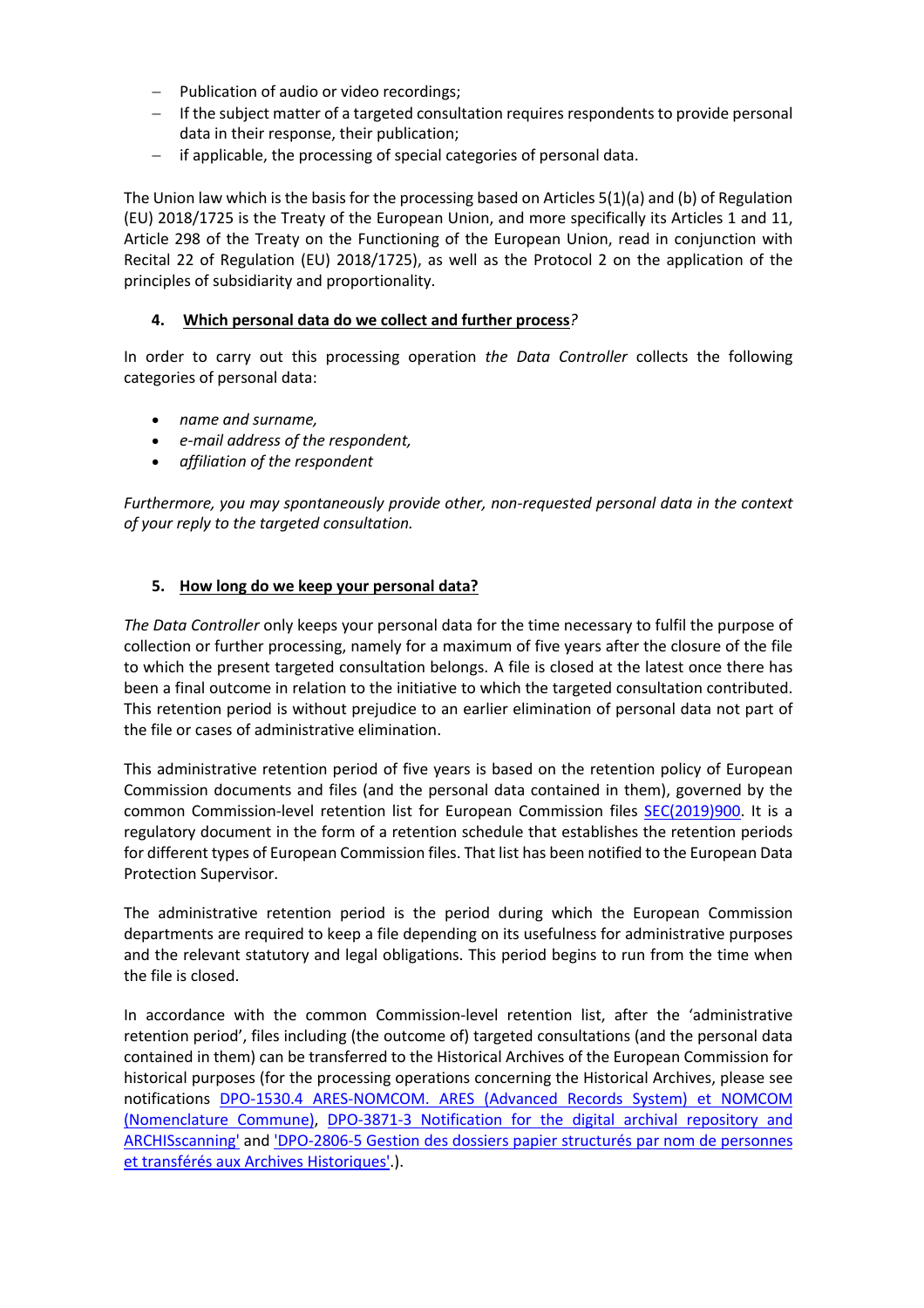- Publication of audio or video recordings;
- If the subject matter of a targeted consultation requires respondents to provide personal data in their response, their publication;
- if applicable, the processing of special categories of personal data.

The Union law which is the basis for the processing based on Articles 5(1)(a) and (b) of Regulation (EU) 2018/1725 is the Treaty of the European Union, and more specifically its Articles 1 and 11, Article 298 of the Treaty on the Functioning of the European Union, read in conjunction with Recital 22 of Regulation (EU) 2018/1725), as well as the Protocol 2 on the application of the principles of subsidiarity and proportionality.

## 4. Which personal data do we collect and further process?

In order to carry out this processing operation *the Data Controller* collects the following categories of personal data:

- *name and surname,*
- *e-mail address of the respondent,*
- *affiliation of the respondent*

*Furthermore, you may spontaneously provide other, non-requested personal data in the context of your reply to the targeted consultation.*

## 5. How long do we keep your personal data?

*The Data Controller* only keeps your personal data for the time necessary to fulfil the purpose of collection or further processing, namely for a maximum of five years after the closure of the file to which the present targeted consultation belongs. A file is closed at the latest once there has been a final outcome in relation to the initiative to which the targeted consultation contributed. This retention period is without prejudice to an earlier elimination of personal data not part of the file or cases of administrative elimination.

This administrative retention period of five years is based on the retention policy of European Commission documents and files (and the personal data contained in them), governed by the common Commission-level retention list for European Commission files SEC(2019)900. It is a regulatory document in the form of a retention schedule that establishes the retention periods for different types of European Commission files. That list has been notified to the European Data Protection Supervisor.

The administrative retention period is the period during which the European Commission departments are required to keep a file depending on its usefulness for administrative purposes and the relevant statutory and legal obligations. This period begins to run from the time when the file is closed.

In accordance with the common Commission-level retention list, after the 'administrative retention period', files including (the outcome of) targeted consultations (and the personal data contained in them) can be transferred to the Historical Archives of the European Commission for historical purposes (for the processing operations concerning the Historical Archives, please see notifications DPO-1530.4 ARES-NOMCOM. ARES (Advanced Records System) et NOMCOM (Nomenclature Commune), DPO-3871-3 Notification for the digital archival repository and ARCHISscanning' and 'DPO-2806-5 Gestion des dossiers papier structurés par nom de personnes et transférés aux Archives Historiques'.).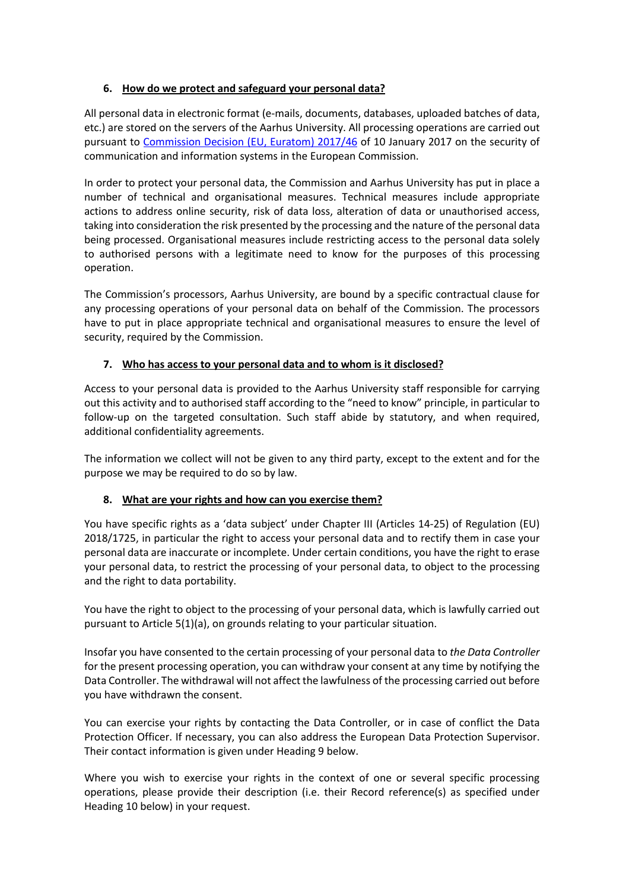## 6. How do we protect and safeguard your personal data?

All personal data in electronic format (e-mails, documents, databases, uploaded batches of data, etc.) are stored on the servers of the Aarhus University. All processing operations are carried out pursuant to [Commission Decision (EU, Euratom) 2017/46](https://eur-lex.europa.eu/legal-content/EN/TXT/?qid=1548093747090&uri=CELEX:32017D0046) of 10 January 2017 on the security of communication and information systems in the European Commission.

In order to protect your personal data, the Commission and Aarhus University has put in place a number of technical and organisational measures. Technical measures include appropriate actions to address online security, risk of data loss, alteration of data or unauthorised access, taking into consideration the risk presented by the processing and the nature of the personal data being processed. Organisational measures include restricting access to the personal data solely to authorised persons with a legitimate need to know for the purposes of this processing operation.

The Commission's processors, Aarhus University, are bound by a specific contractual clause for any processing operations of your personal data on behalf of the Commission. The processors have to put in place appropriate technical and organisational measures to ensure the level of security, required by the Commission.

## 7. Who has access to your personal data and to whom is it disclosed?

Access to your personal data is provided to the Aarhus University staff responsible for carrying out this activity and to authorised staff according to the "need to know" principle, in particular to follow-up on the targeted consultation. Such staff abide by statutory, and when required, additional confidentiality agreements.

The information we collect will not be given to any third party, except to the extent and for the purpose we may be required to do so by law.

## 8. What are your rights and how can you exercise them?

You have specific rights as a 'data subject' under Chapter III (Articles 14-25) of Regulation (EU) 2018/1725, in particular the right to access your personal data and to rectify them in case your personal data are inaccurate or incomplete. Under certain conditions, you have the right to erase your personal data, to restrict the processing of your personal data, to object to the processing and the right to data portability.

You have the right to object to the processing of your personal data, which is lawfully carried out pursuant to Article 5(1)(a), on grounds relating to your particular situation.

Insofar you have consented to the certain processing of your personal data to *the Data Controller* for the present processing operation, you can withdraw your consent at any time by notifying the Data Controller. The withdrawal will not affect the lawfulness of the processing carried out before you have withdrawn the consent.

You can exercise your rights by contacting the Data Controller, or in case of conflict the Data Protection Officer. If necessary, you can also address the European Data Protection Supervisor. Their contact information is given under Heading 9 below.

Where you wish to exercise your rights in the context of one or several specific processing operations, please provide their description (i.e. their Record reference(s) as specified under Heading 10 below) in your request.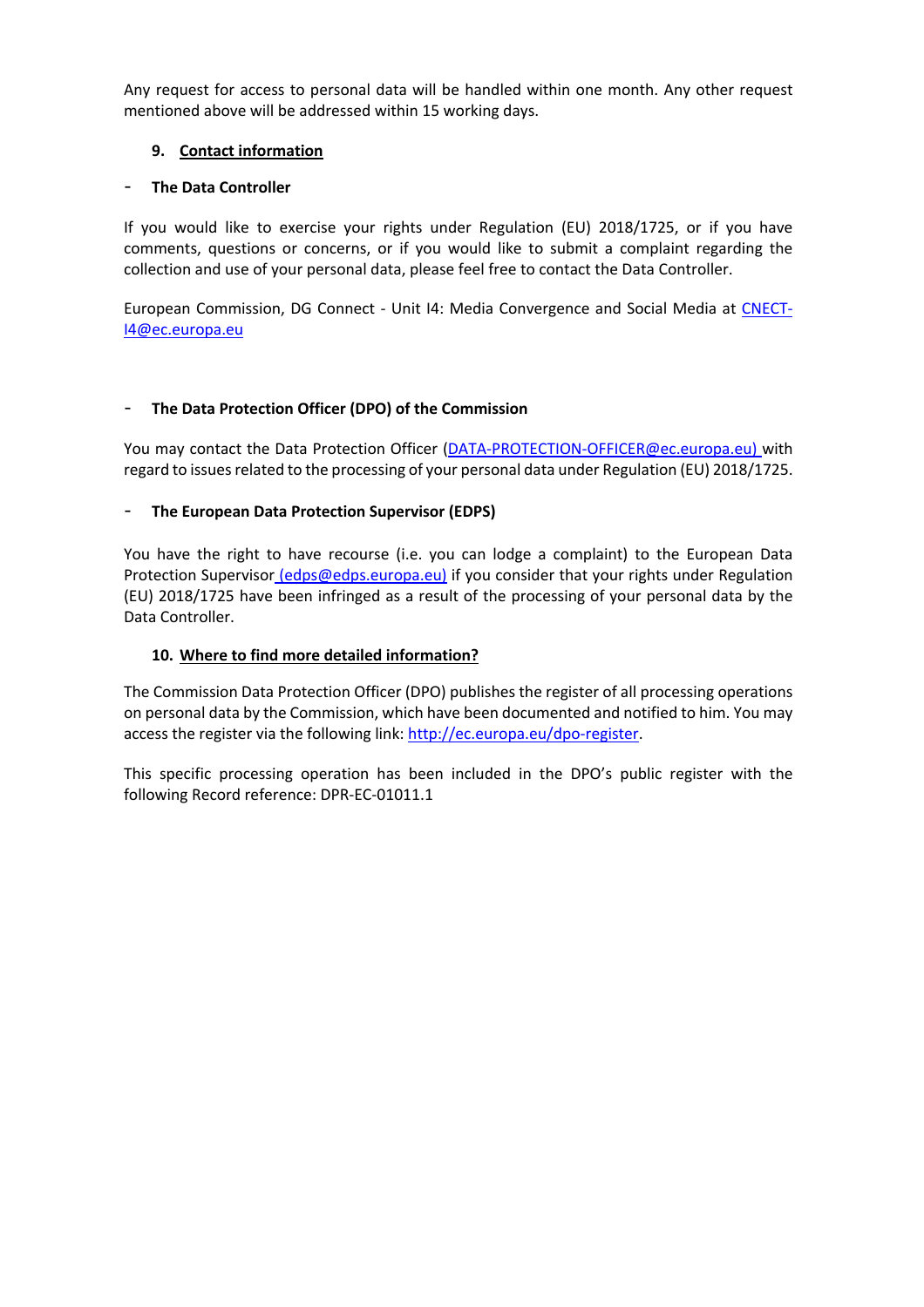Any request for access to personal data will be handled within one month. Any other request mentioned above will be addressed within 15 working days.

## 9. Contact information

- **The Data Controller**

If you would like to exercise your rights under Regulation (EU) 2018/1725, or if you have comments, questions or concerns, or if you would like to submit a complaint regarding the collection and use of your personal data, please feel free to contact the Data Controller.

European Commission, DG Connect - Unit I4: Media Convergence and Social Media at CNECT-I4@ec.europa.eu

- **The Data Protection Officer (DPO) of the Commission**

You may contact the Data Protection Officer (DATA-PROTECTION-OFFICER@ec.europa.eu) with regard to issues related to the processing of your personal data under Regulation (EU) 2018/1725.

- **The European Data Protection Supervisor (EDPS)**

You have the right to have recourse (i.e. you can lodge a complaint) to the European Data Protection Supervisor (edps@edps.europa.eu) if you consider that your rights under Regulation (EU) 2018/1725 have been infringed as a result of the processing of your personal data by the Data Controller.

## 10. Where to find more detailed information?

The Commission Data Protection Officer (DPO) publishes the register of all processing operations on personal data by the Commission, which have been documented and notified to him. You may access the register via the following link: http://ec.europa.eu/dpo-register.

This specific processing operation has been included in the DPO's public register with the following Record reference: DPR-EC-01011.1